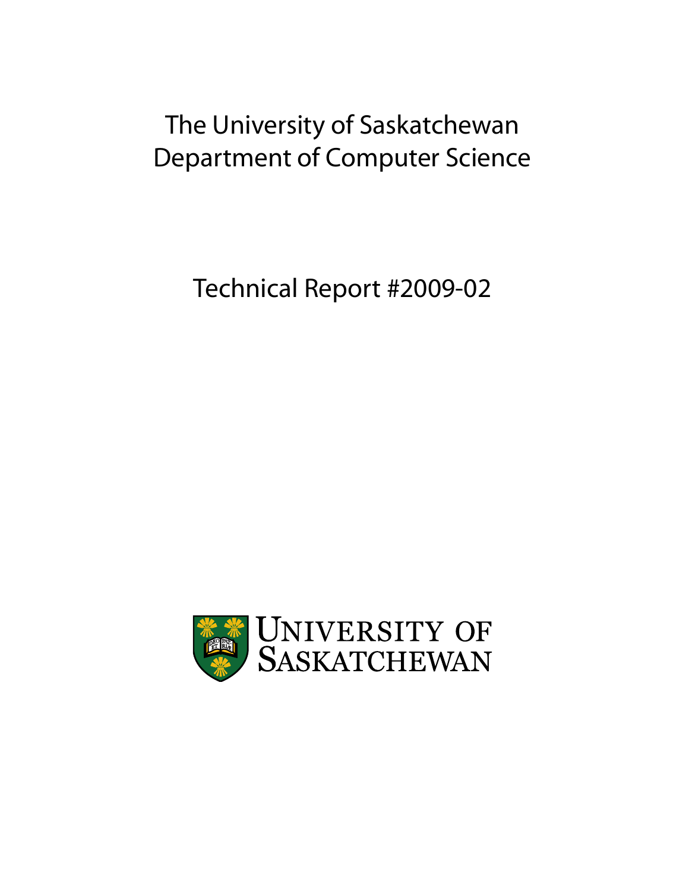The University of Saskatchewan
Department of Computer Science

Technical Report #2009-02

UNIVERSITY OF
SASKATCHEWAN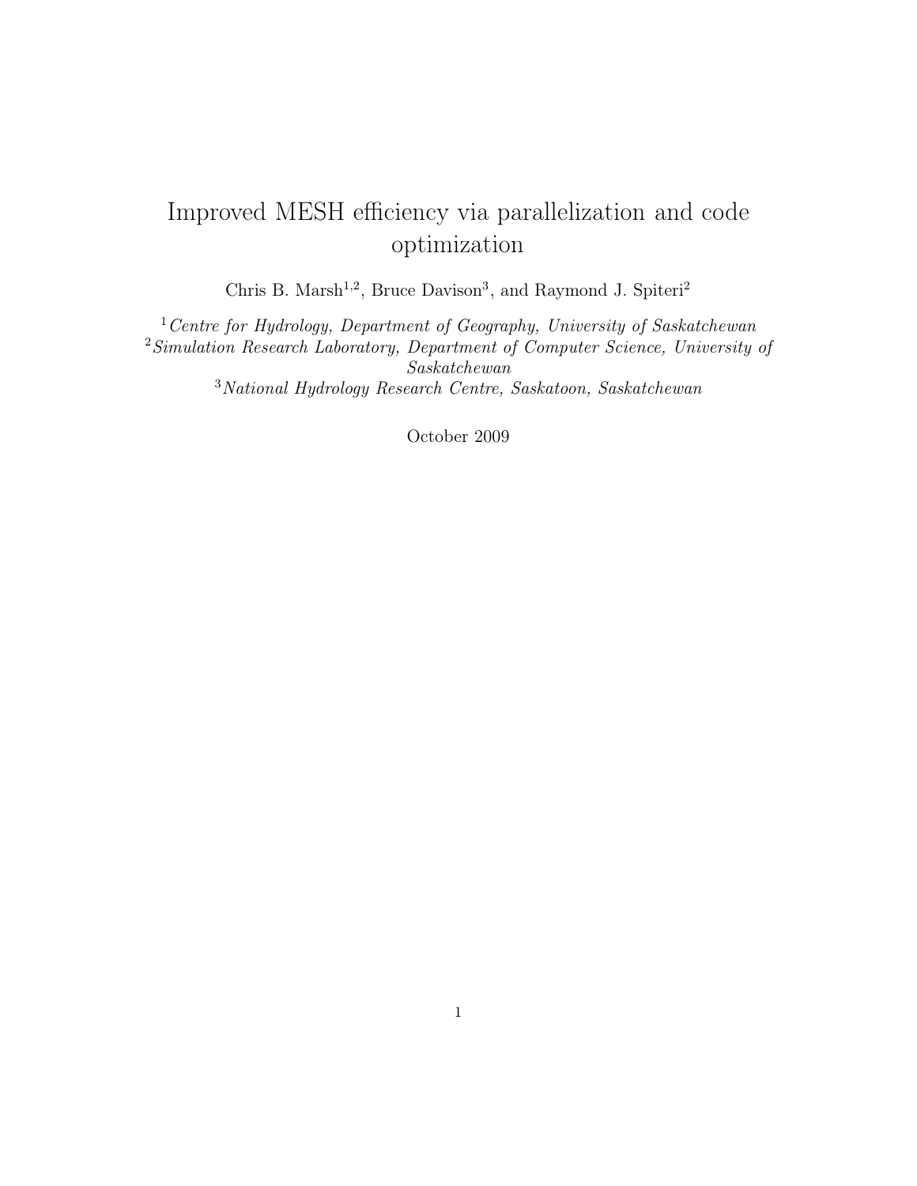# Improved MESH efficiency via parallelization and code optimization

Chris B. Marsh[1,2], Bruce Davison[3], and Raymond J. Spiteri[2]

[1] *Centre for Hydrology, Department of Geography, University of Saskatchewan*
[2] *Simulation Research Laboratory, Department of Computer Science, University of Saskatchewan*
[3] *National Hydrology Research Centre, Saskatoon, Saskatchewan*

October 2009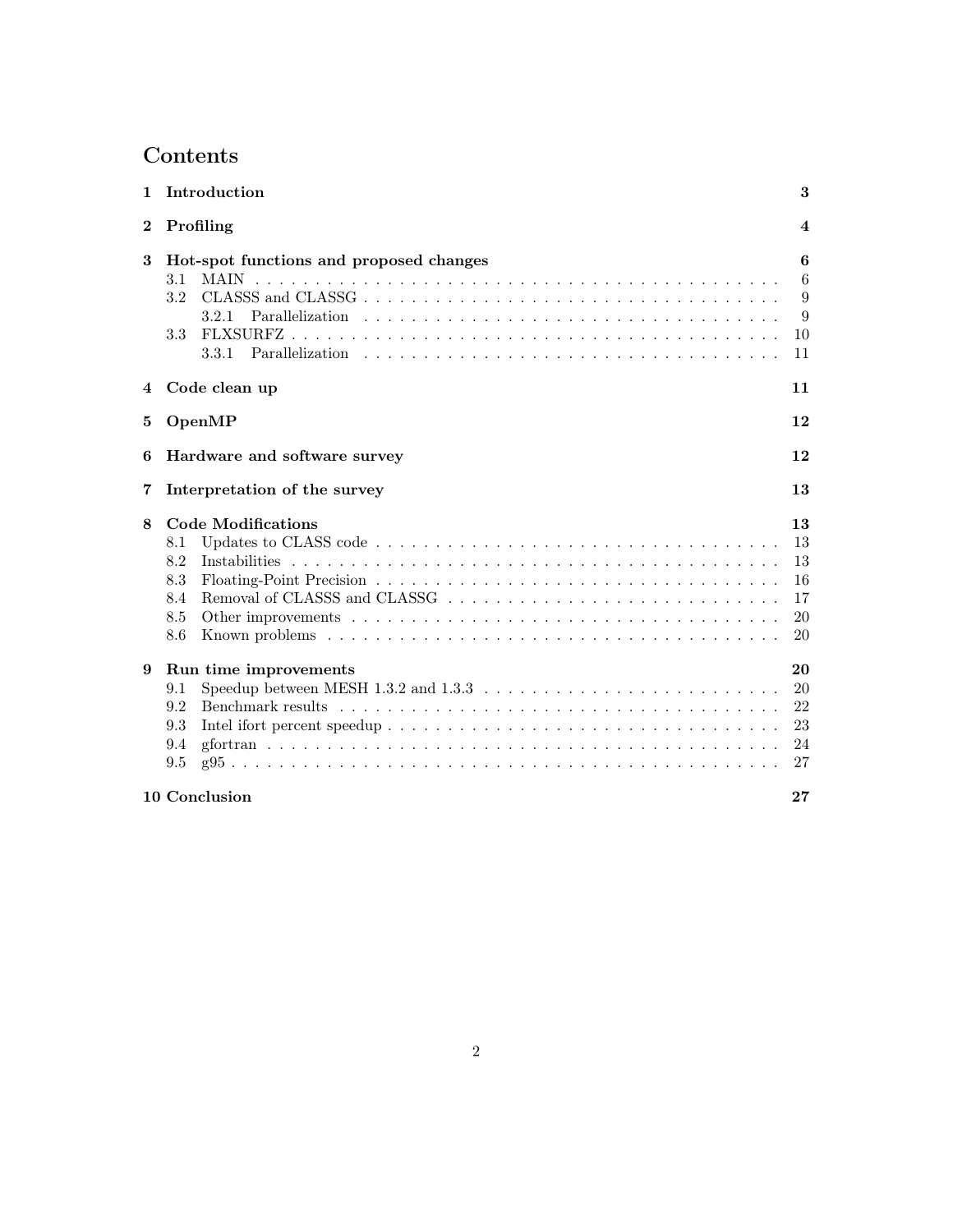# Contents

**1 Introduction** — **3**

**2 Profiling** — **4**

**3 Hot-spot functions and proposed changes** — **6**
- 3.1 MAIN — 6
- 3.2 CLASSS and CLASSG — 9
  - 3.2.1 Parallelization — 9
- 3.3 FLXSURFZ — 10
  - 3.3.1 Parallelization — 11

**4 Code clean up** — **11**

**5 OpenMP** — **12**

**6 Hardware and software survey** — **12**

**7 Interpretation of the survey** — **13**

**8 Code Modifications** — **13**
- 8.1 Updates to CLASS code — 13
- 8.2 Instabilities — 13
- 8.3 Floating-Point Precision — 16
- 8.4 Removal of CLASSS and CLASSG — 17
- 8.5 Other improvements — 20
- 8.6 Known problems — 20

**9 Run time improvements** — **20**
- 9.1 Speedup between MESH 1.3.2 and 1.3.3 — 20
- 9.2 Benchmark results — 22
- 9.3 Intel ifort percent speedup — 23
- 9.4 gfortran — 24
- 9.5 g95 — 27

**10 Conclusion** — **27**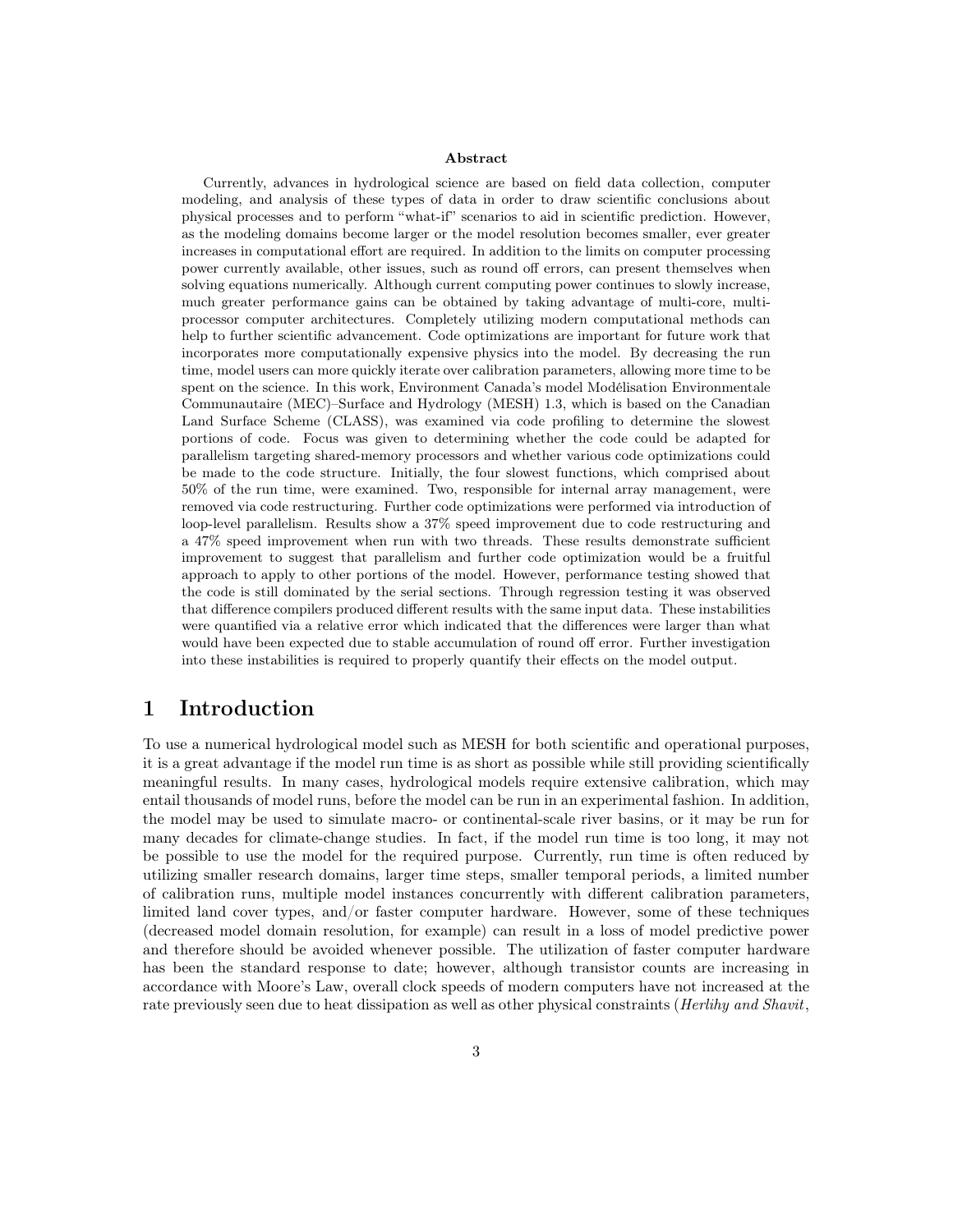**Abstract**

Currently, advances in hydrological science are based on field data collection, computer modeling, and analysis of these types of data in order to draw scientific conclusions about physical processes and to perform "what-if" scenarios to aid in scientific prediction. However, as the modeling domains become larger or the model resolution becomes smaller, ever greater increases in computational effort are required. In addition to the limits on computer processing power currently available, other issues, such as round off errors, can present themselves when solving equations numerically. Although current computing power continues to slowly increase, much greater performance gains can be obtained by taking advantage of multi-core, multi-processor computer architectures. Completely utilizing modern computational methods can help to further scientific advancement. Code optimizations are important for future work that incorporates more computationally expensive physics into the model. By decreasing the run time, model users can more quickly iterate over calibration parameters, allowing more time to be spent on the science. In this work, Environment Canada's model Modélisation Environmentale Communautaire (MEC)–Surface and Hydrology (MESH) 1.3, which is based on the Canadian Land Surface Scheme (CLASS), was examined via code profiling to determine the slowest portions of code. Focus was given to determining whether the code could be adapted for parallelism targeting shared-memory processors and whether various code optimizations could be made to the code structure. Initially, the four slowest functions, which comprised about 50% of the run time, were examined. Two, responsible for internal array management, were removed via code restructuring. Further code optimizations were performed via introduction of loop-level parallelism. Results show a 37% speed improvement due to code restructuring and a 47% speed improvement when run with two threads. These results demonstrate sufficient improvement to suggest that parallelism and further code optimization would be a fruitful approach to apply to other portions of the model. However, performance testing showed that the code is still dominated by the serial sections. Through regression testing it was observed that difference compilers produced different results with the same input data. These instabilities were quantified via a relative error which indicated that the differences were larger than what would have been expected due to stable accumulation of round off error. Further investigation into these instabilities is required to properly quantify their effects on the model output.

# 1 Introduction

To use a numerical hydrological model such as MESH for both scientific and operational purposes, it is a great advantage if the model run time is as short as possible while still providing scientifically meaningful results. In many cases, hydrological models require extensive calibration, which may entail thousands of model runs, before the model can be run in an experimental fashion. In addition, the model may be used to simulate macro- or continental-scale river basins, or it may be run for many decades for climate-change studies. In fact, if the model run time is too long, it may not be possible to use the model for the required purpose. Currently, run time is often reduced by utilizing smaller research domains, larger time steps, smaller temporal periods, a limited number of calibration runs, multiple model instances concurrently with different calibration parameters, limited land cover types, and/or faster computer hardware. However, some of these techniques (decreased model domain resolution, for example) can result in a loss of model predictive power and therefore should be avoided whenever possible. The utilization of faster computer hardware has been the standard response to date; however, although transistor counts are increasing in accordance with Moore's Law, overall clock speeds of modern computers have not increased at the rate previously seen due to heat dissipation as well as other physical constraints (*Herlihy and Shavit*,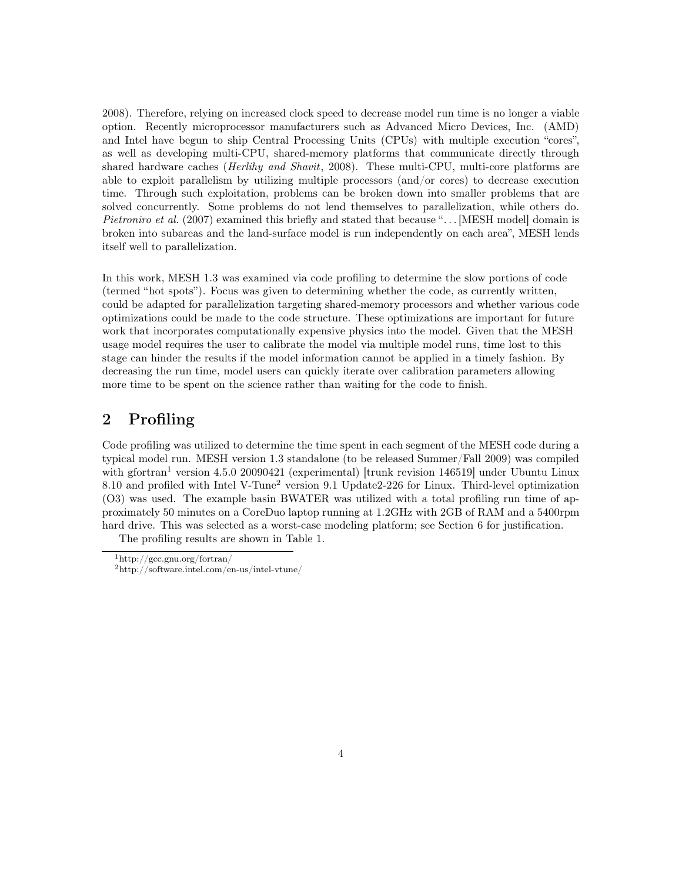2008). Therefore, relying on increased clock speed to decrease model run time is no longer a viable option. Recently microprocessor manufacturers such as Advanced Micro Devices, Inc. (AMD) and Intel have begun to ship Central Processing Units (CPUs) with multiple execution "cores", as well as developing multi-CPU, shared-memory platforms that communicate directly through shared hardware caches (*Herlihy and Shavit*, 2008). These multi-CPU, multi-core platforms are able to exploit parallelism by utilizing multiple processors (and/or cores) to decrease execution time. Through such exploitation, problems can be broken down into smaller problems that are solved concurrently. Some problems do not lend themselves to parallelization, while others do. *Pietroniro et al.* (2007) examined this briefly and stated that because "... [MESH model] domain is broken into subareas and the land-surface model is run independently on each area", MESH lends itself well to parallelization.

In this work, MESH 1.3 was examined via code profiling to determine the slow portions of code (termed "hot spots"). Focus was given to determining whether the code, as currently written, could be adapted for parallelization targeting shared-memory processors and whether various code optimizations could be made to the code structure. These optimizations are important for future work that incorporates computationally expensive physics into the model. Given that the MESH usage model requires the user to calibrate the model via multiple model runs, time lost to this stage can hinder the results if the model information cannot be applied in a timely fashion. By decreasing the run time, model users can quickly iterate over calibration parameters allowing more time to be spent on the science rather than waiting for the code to finish.

## 2 Profiling

Code profiling was utilized to determine the time spent in each segment of the MESH code during a typical model run. MESH version 1.3 standalone (to be released Summer/Fall 2009) was compiled with gfortran[1] version 4.5.0 20090421 (experimental) [trunk revision 146519] under Ubuntu Linux 8.10 and profiled with Intel V-Tune[2] version 9.1 Update2-226 for Linux. Third-level optimization (O3) was used. The example basin BWATER was utilized with a total profiling run time of approximately 50 minutes on a CoreDuo laptop running at 1.2GHz with 2GB of RAM and a 5400rpm hard drive. This was selected as a worst-case modeling platform; see Section 6 for justification.

The profiling results are shown in Table 1.

[1] http://gcc.gnu.org/fortran/

[2] http://software.intel.com/en-us/intel-vtune/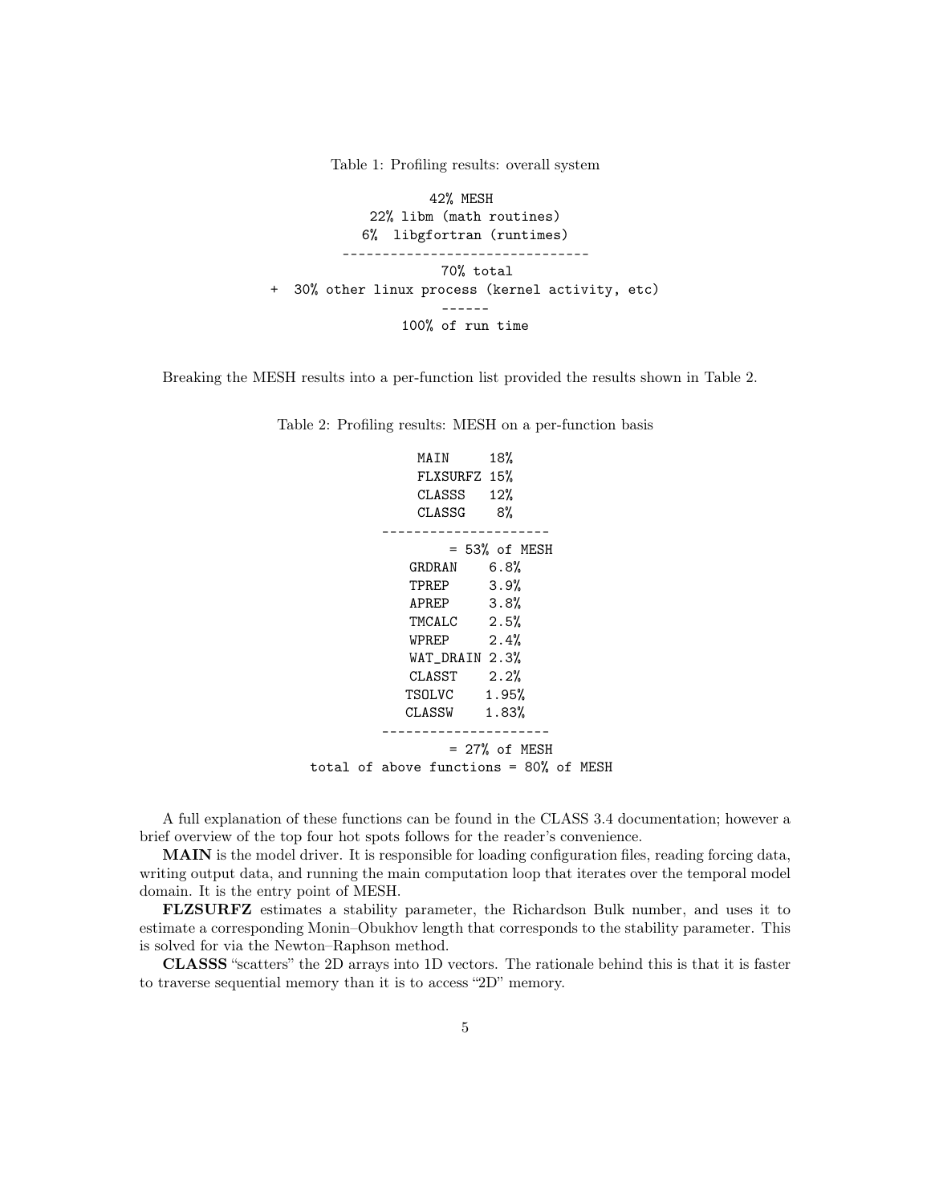Table 1: Profiling results: overall system

```
              42% MESH
          22% libm (math routines)
          6%  libgfortran (runtimes)
      -------------------------------
              70% total
+  30% other linux process (kernel activity, etc)
              ------
          100% of run time
```

Breaking the MESH results into a per-function list provided the results shown in Table 2.

Table 2: Profiling results: MESH on a per-function basis

```
        MAIN     18%
        FLXSURFZ 15%
        CLASSS   12%
        CLASSG    8%
     ---------------------
             = 53% of MESH
        GRDRAN    6.8%
        TPREP     3.9%
        APREP     3.8%
        TMCALC    2.5%
        WPREP     2.4%
        WAT_DRAIN 2.3%
        CLASST    2.2%
        TSOLVC    1.95%
        CLASSW    1.83%
     ---------------------
             = 27% of MESH
total of above functions = 80% of MESH
```

A full explanation of these functions can be found in the CLASS 3.4 documentation; however a brief overview of the top four hot spots follows for the reader's convenience.

**MAIN** is the model driver. It is responsible for loading configuration files, reading forcing data, writing output data, and running the main computation loop that iterates over the temporal model domain. It is the entry point of MESH.

**FLZSURFZ** estimates a stability parameter, the Richardson Bulk number, and uses it to estimate a corresponding Monin–Obukhov length that corresponds to the stability parameter. This is solved for via the Newton–Raphson method.

**CLASSS** "scatters" the 2D arrays into 1D vectors. The rationale behind this is that it is faster to traverse sequential memory than it is to access "2D" memory.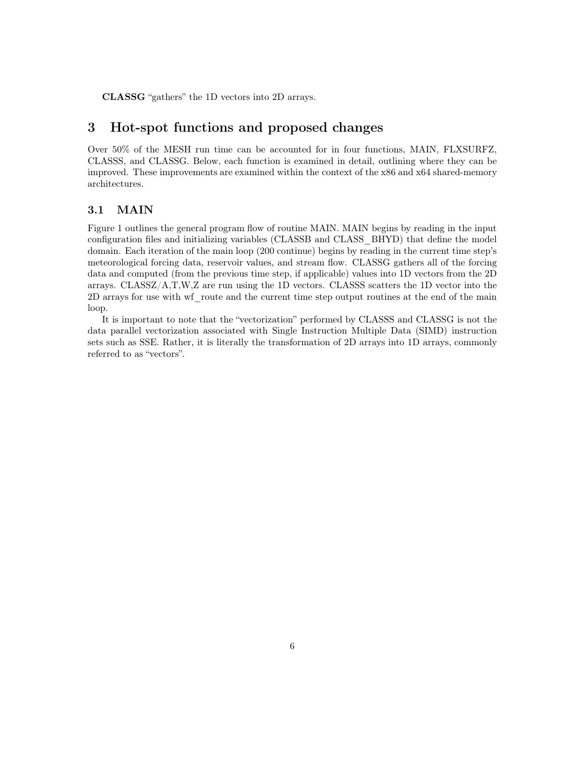**CLASSG** “gathers” the 1D vectors into 2D arrays.

# 3 Hot-spot functions and proposed changes

Over 50% of the MESH run time can be accounted for in four functions, MAIN, FLXSURFZ, CLASSS, and CLASSG. Below, each function is examined in detail, outlining where they can be improved. These improvements are examined within the context of the x86 and x64 shared-memory architectures.

## 3.1 MAIN

Figure 1 outlines the general program flow of routine MAIN. MAIN begins by reading in the input configuration files and initializing variables (CLASSB and CLASS_BHYD) that define the model domain. Each iteration of the main loop (200 continue) begins by reading in the current time step’s meteorological forcing data, reservoir values, and stream flow. CLASSG gathers all of the forcing data and computed (from the previous time step, if applicable) values into 1D vectors from the 2D arrays. CLASSZ/A,T,W,Z are run using the 1D vectors. CLASSS scatters the 1D vector into the 2D arrays for use with wf_route and the current time step output routines at the end of the main loop.

It is important to note that the “vectorization” performed by CLASSS and CLASSG is not the data parallel vectorization associated with Single Instruction Multiple Data (SIMD) instruction sets such as SSE. Rather, it is literally the transformation of 2D arrays into 1D arrays, commonly referred to as “vectors”.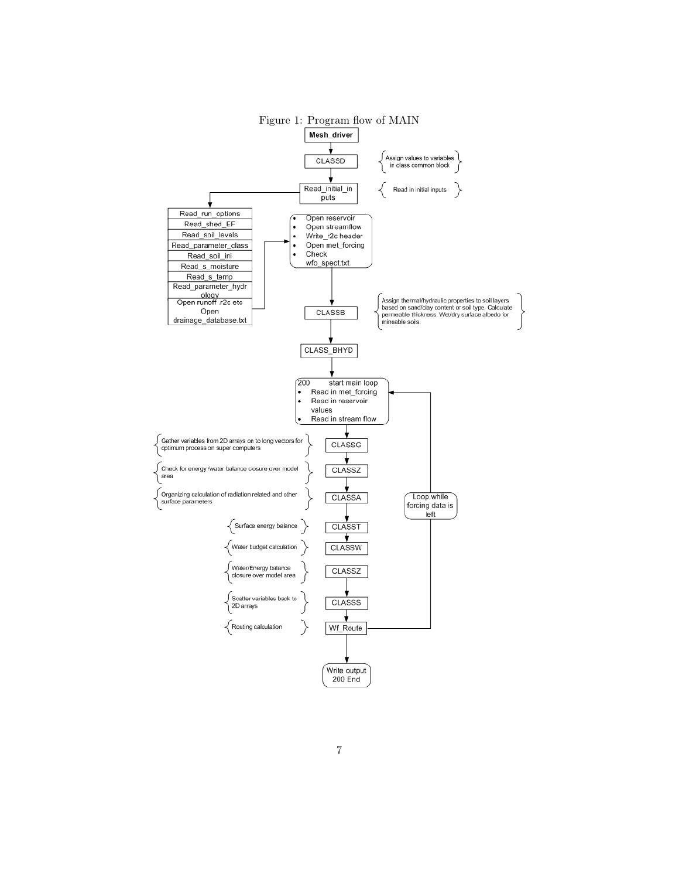Figure 1: Program flow of MAIN

- **Mesh_driver**
- CLASSD — Assign values to variables in class common block
- Read_initial_inputs — Read in initial inputs
  - Read_run_options
  - Read_shed_EF
  - Read_soil_levels
  - Read_parameter_class
  - Read_soil_ini
  - Read_s_moisture
  - Read_s_temp
  - Read_parameter_hydrology
  - Open runoff .r2c etc Open drainage_database.txt
- Open reservoir; Open streamflow; Write_r2c header; Open met_forcing; Check wfo_spect.txt
- CLASSB — Assign thermal/hydraulic properties to soil layers based on sand/clay content or soil type. Calculate permeable thickness. Wet/dry surface albedo for mineable soils.
- CLASS_BHYD
- 200 start main loop
  - Read in met_forcing
  - Read in reservoir values
  - Read in stream flow
- CLASSG — Gather variables from 2D arrays on to long vectors for optimum process on super computers
- CLASSZ — Check for energy /water balance closure over model area
- CLASSA — Organizing calculation of radiation related and other surface parameters
- CLASST — Surface energy balance
- CLASSW — Water budget calculation
- CLASSZ — Water/Energy balance closure over model area
- CLASSS — Scatter variables back to 2D arrays
- Wf_Route — Routing calculation
- Loop while forcing data is left (returns to 200 start main loop)
- Write output 200 End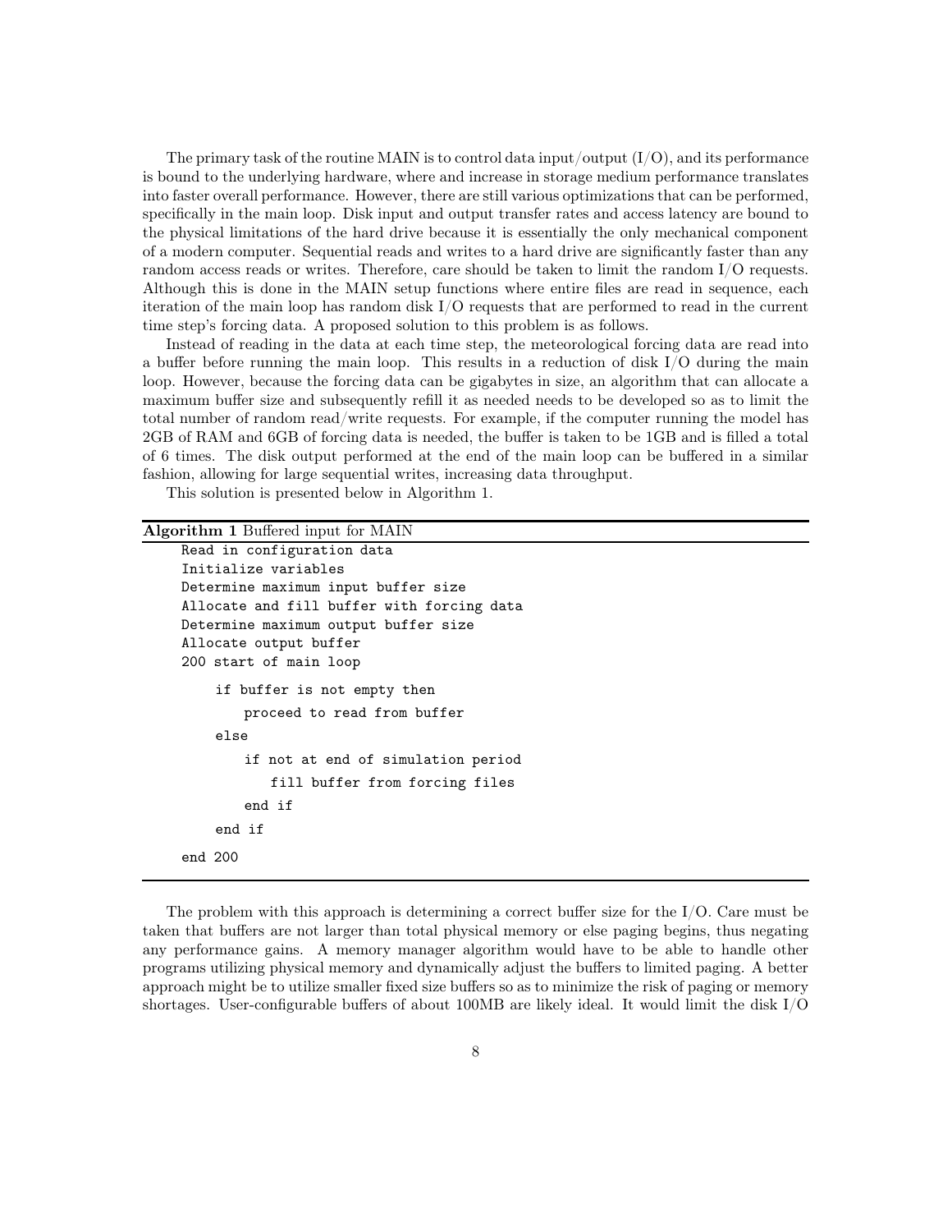The primary task of the routine MAIN is to control data input/output (I/O), and its performance is bound to the underlying hardware, where and increase in storage medium performance translates into faster overall performance. However, there are still various optimizations that can be performed, specifically in the main loop. Disk input and output transfer rates and access latency are bound to the physical limitations of the hard drive because it is essentially the only mechanical component of a modern computer. Sequential reads and writes to a hard drive are significantly faster than any random access reads or writes. Therefore, care should be taken to limit the random I/O requests. Although this is done in the MAIN setup functions where entire files are read in sequence, each iteration of the main loop has random disk I/O requests that are performed to read in the current time step's forcing data. A proposed solution to this problem is as follows.

Instead of reading in the data at each time step, the meteorological forcing data are read into a buffer before running the main loop. This results in a reduction of disk I/O during the main loop. However, because the forcing data can be gigabytes in size, an algorithm that can allocate a maximum buffer size and subsequently refill it as needed needs to be developed so as to limit the total number of random read/write requests. For example, if the computer running the model has 2GB of RAM and 6GB of forcing data is needed, the buffer is taken to be 1GB and is filled a total of 6 times. The disk output performed at the end of the main loop can be buffered in a similar fashion, allowing for large sequential writes, increasing data throughput.

This solution is presented below in Algorithm 1.

**Algorithm 1** Buffered input for MAIN

```
Read in configuration data
Initialize variables
Determine maximum input buffer size
Allocate and fill buffer with forcing data
Determine maximum output buffer size
Allocate output buffer
200 start of main loop
    if buffer is not empty then
        proceed to read from buffer
    else
        if not at end of simulation period
            fill buffer from forcing files
        end if
    end if
end 200
```

The problem with this approach is determining a correct buffer size for the I/O. Care must be taken that buffers are not larger than total physical memory or else paging begins, thus negating any performance gains. A memory manager algorithm would have to be able to handle other programs utilizing physical memory and dynamically adjust the buffers to limited paging. A better approach might be to utilize smaller fixed size buffers so as to minimize the risk of paging or memory shortages. User-configurable buffers of about 100MB are likely ideal. It would limit the disk I/O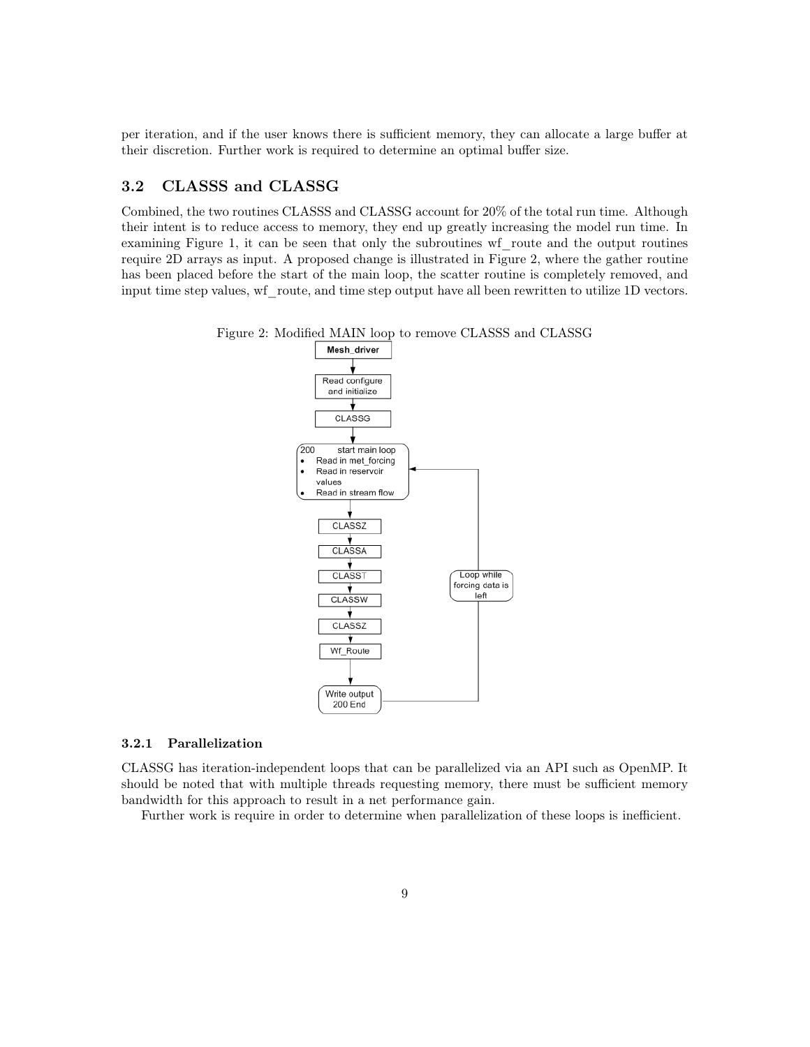per iteration, and if the user knows there is sufficient memory, they can allocate a large buffer at their discretion. Further work is required to determine an optimal buffer size.

## 3.2 CLASSS and CLASSG

Combined, the two routines CLASSS and CLASSG account for 20% of the total run time. Although their intent is to reduce access to memory, they end up greatly increasing the model run time. In examining Figure 1, it can be seen that only the subroutines wf_route and the output routines require 2D arrays as input. A proposed change is illustrated in Figure 2, where the gather routine has been placed before the start of the main loop, the scatter routine is completely removed, and input time step values, wf_route, and time step output have all been rewritten to utilize 1D vectors.

Figure 2: Modified MAIN loop to remove CLASSS and CLASSG

Mesh_driver

Read configure and initialize

CLASSG

200 start main loop
- Read in met_forcing
- Read in reservoir values
- Read in stream flow

CLASSZ

CLASSA

CLASST

CLASSW

CLASSZ

Wf_Route

Write output 200 End

Loop while forcing data is left

### 3.2.1 Parallelization

CLASSG has iteration-independent loops that can be parallelized via an API such as OpenMP. It should be noted that with multiple threads requesting memory, there must be sufficient memory bandwidth for this approach to result in a net performance gain.

Further work is require in order to determine when parallelization of these loops is inefficient.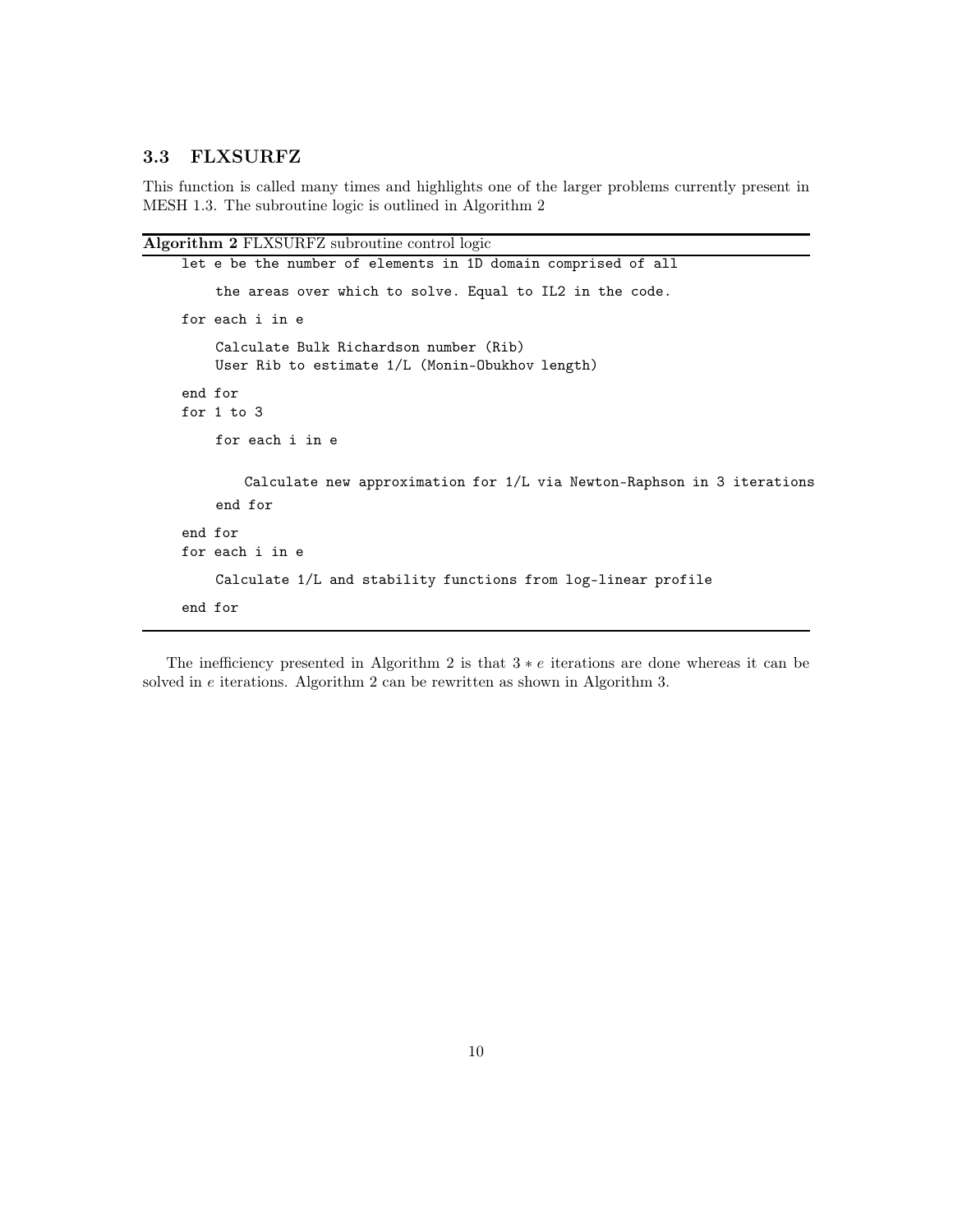### 3.3 FLXSURFZ

This function is called many times and highlights one of the larger problems currently present in MESH 1.3. The subroutine logic is outlined in Algorithm 2

**Algorithm 2** FLXSURFZ subroutine control logic

```
let e be the number of elements in 1D domain comprised of all
    the areas over which to solve. Equal to IL2 in the code.
for each i in e
    Calculate Bulk Richardson number (Rib)
    User Rib to estimate 1/L (Monin-Obukhov length)
end for
for 1 to 3
    for each i in e
        Calculate new approximation for 1/L via Newton-Raphson in 3 iterations
    end for
end for
for each i in e
    Calculate 1/L and stability functions from log-linear profile
end for
```

The inefficiency presented in Algorithm 2 is that $3 * e$ iterations are done whereas it can be solved in $e$ iterations. Algorithm 2 can be rewritten as shown in Algorithm 3.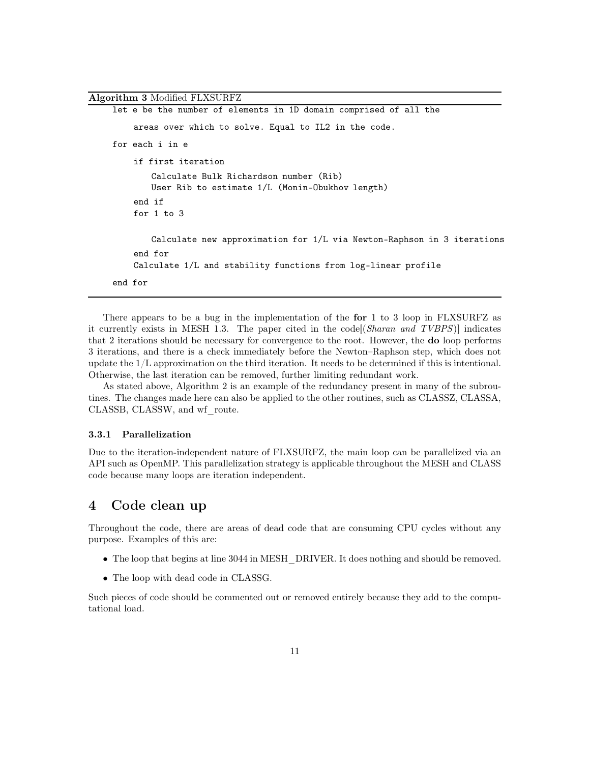**Algorithm 3** Modified FLXSURFZ

```
let e be the number of elements in 1D domain comprised of all the
    areas over which to solve. Equal to IL2 in the code.
for each i in e
    if first iteration
        Calculate Bulk Richardson number (Rib)
        User Rib to estimate 1/L (Monin-Obukhov length)
    end if
    for 1 to 3

        Calculate new approximation for 1/L via Newton-Raphson in 3 iterations
    end for
    Calculate 1/L and stability functions from log-linear profile
end for
```

There appears to be a bug in the implementation of the **for** 1 to 3 loop in FLXSURFZ as it currently exists in MESH 1.3. The paper cited in the code[(*Sharan and TVBPS*)] indicates that 2 iterations should be necessary for convergence to the root. However, the **do** loop performs 3 iterations, and there is a check immediately before the Newton–Raphson step, which does not update the 1/L approximation on the third iteration. It needs to be determined if this is intentional. Otherwise, the last iteration can be removed, further limiting redundant work.

As stated above, Algorithm 2 is an example of the redundancy present in many of the subroutines. The changes made here can also be applied to the other routines, such as CLASSZ, CLASSA, CLASSB, CLASSW, and wf_route.

### 3.3.1 Parallelization

Due to the iteration-independent nature of FLXSURFZ, the main loop can be parallelized via an API such as OpenMP. This parallelization strategy is applicable throughout the MESH and CLASS code because many loops are iteration independent.

## 4 Code clean up

Throughout the code, there are areas of dead code that are consuming CPU cycles without any purpose. Examples of this are:

- The loop that begins at line 3044 in MESH_DRIVER. It does nothing and should be removed.
- The loop with dead code in CLASSG.

Such pieces of code should be commented out or removed entirely because they add to the computational load.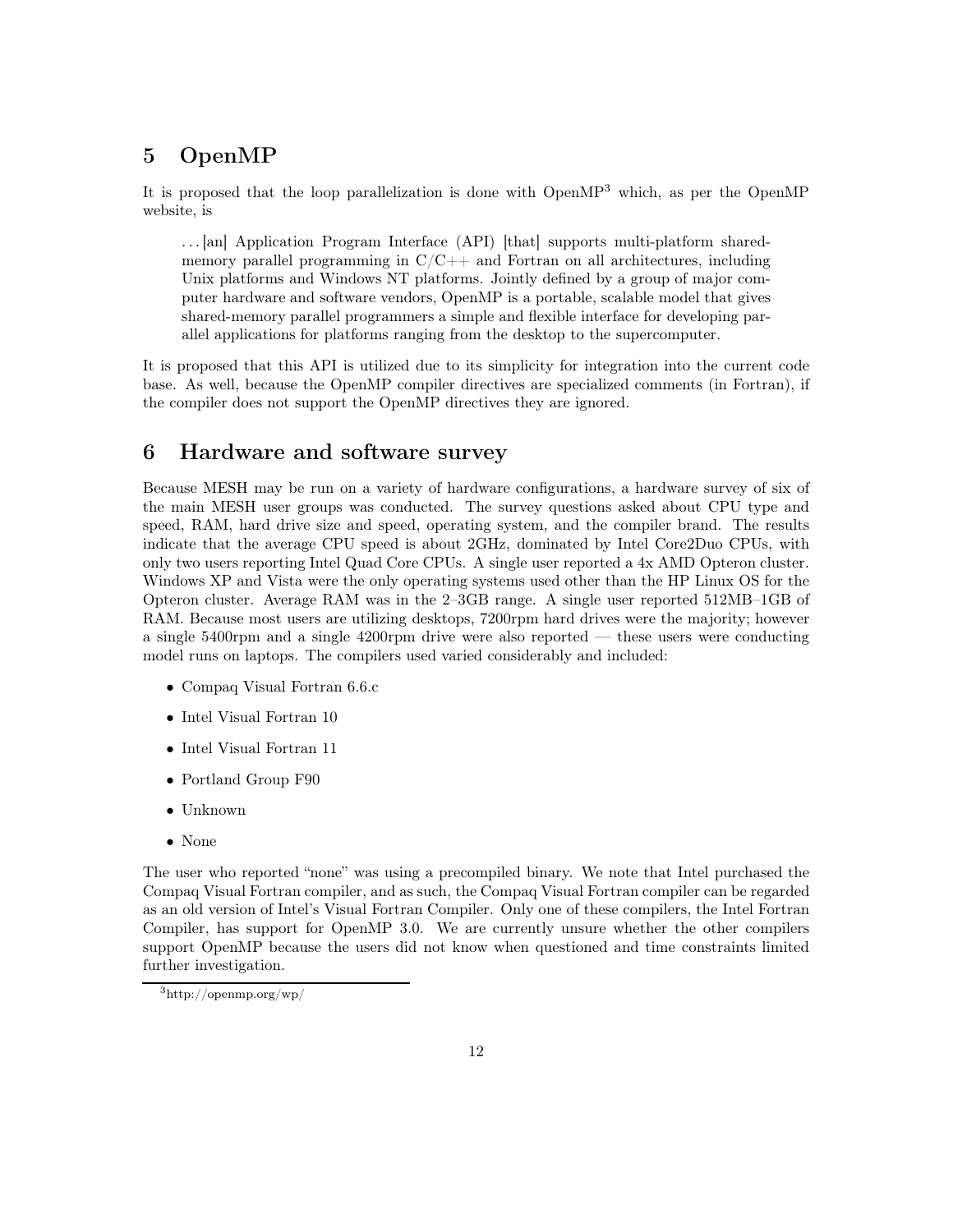## 5 OpenMP

It is proposed that the loop parallelization is done with OpenMP[3] which, as per the OpenMP website, is

> . . . [an] Application Program Interface (API) [that] supports multi-platform shared-memory parallel programming in C/C++ and Fortran on all architectures, including Unix platforms and Windows NT platforms. Jointly defined by a group of major computer hardware and software vendors, OpenMP is a portable, scalable model that gives shared-memory parallel programmers a simple and flexible interface for developing parallel applications for platforms ranging from the desktop to the supercomputer.

It is proposed that this API is utilized due to its simplicity for integration into the current code base. As well, because the OpenMP compiler directives are specialized comments (in Fortran), if the compiler does not support the OpenMP directives they are ignored.

## 6 Hardware and software survey

Because MESH may be run on a variety of hardware configurations, a hardware survey of six of the main MESH user groups was conducted. The survey questions asked about CPU type and speed, RAM, hard drive size and speed, operating system, and the compiler brand. The results indicate that the average CPU speed is about 2GHz, dominated by Intel Core2Duo CPUs, with only two users reporting Intel Quad Core CPUs. A single user reported a 4x AMD Opteron cluster. Windows XP and Vista were the only operating systems used other than the HP Linux OS for the Opteron cluster. Average RAM was in the 2–3GB range. A single user reported 512MB–1GB of RAM. Because most users are utilizing desktops, 7200rpm hard drives were the majority; however a single 5400rpm and a single 4200rpm drive were also reported — these users were conducting model runs on laptops. The compilers used varied considerably and included:

- Compaq Visual Fortran 6.6.c
- Intel Visual Fortran 10
- Intel Visual Fortran 11
- Portland Group F90
- Unknown
- None

The user who reported "none" was using a precompiled binary. We note that Intel purchased the Compaq Visual Fortran compiler, and as such, the Compaq Visual Fortran compiler can be regarded as an old version of Intel's Visual Fortran Compiler. Only one of these compilers, the Intel Fortran Compiler, has support for OpenMP 3.0. We are currently unsure whether the other compilers support OpenMP because the users did not know when questioned and time constraints limited further investigation.

[3] http://openmp.org/wp/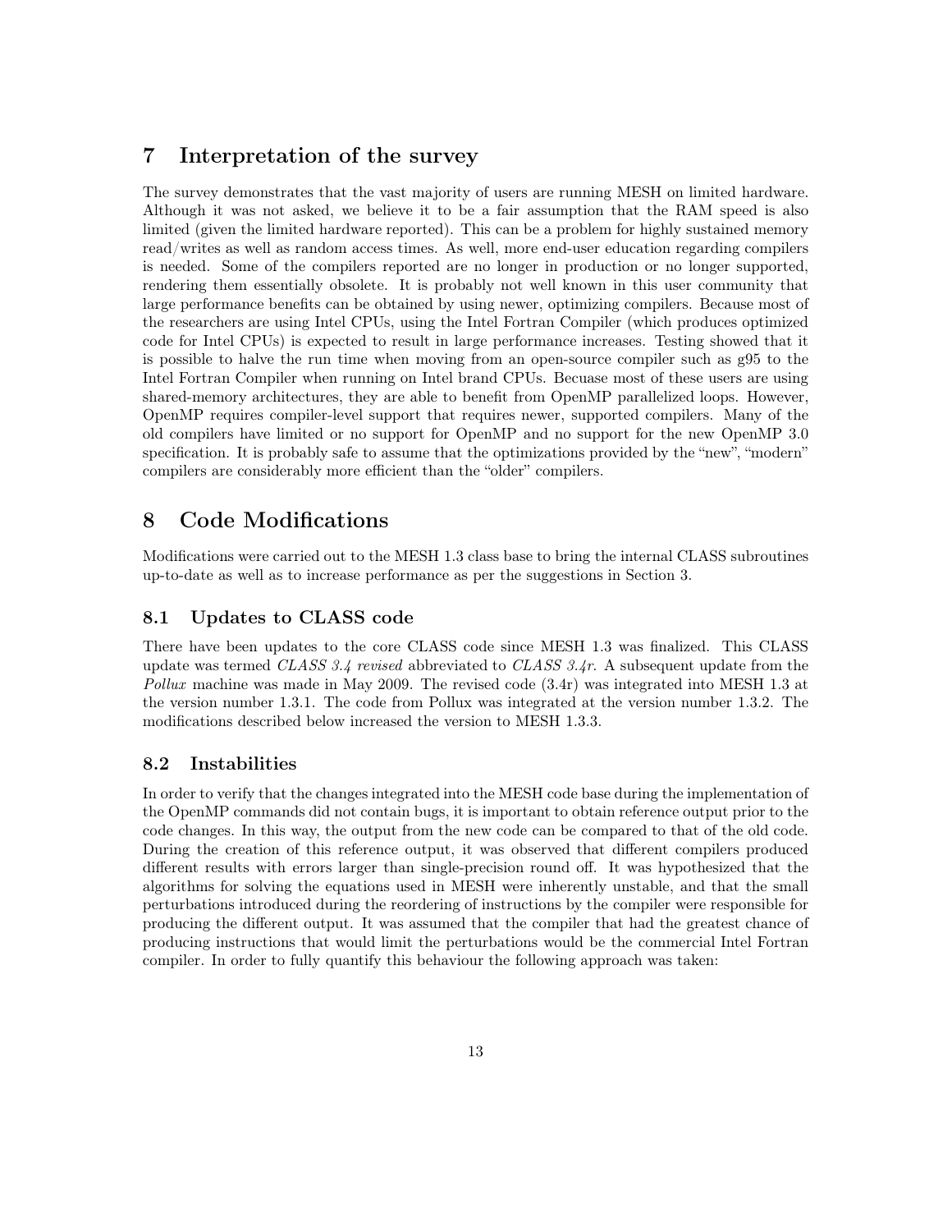# 7 Interpretation of the survey

The survey demonstrates that the vast majority of users are running MESH on limited hardware. Although it was not asked, we believe it to be a fair assumption that the RAM speed is also limited (given the limited hardware reported). This can be a problem for highly sustained memory read/writes as well as random access times. As well, more end-user education regarding compilers is needed. Some of the compilers reported are no longer in production or no longer supported, rendering them essentially obsolete. It is probably not well known in this user community that large performance benefits can be obtained by using newer, optimizing compilers. Because most of the researchers are using Intel CPUs, using the Intel Fortran Compiler (which produces optimized code for Intel CPUs) is expected to result in large performance increases. Testing showed that it is possible to halve the run time when moving from an open-source compiler such as g95 to the Intel Fortran Compiler when running on Intel brand CPUs. Becuase most of these users are using shared-memory architectures, they are able to benefit from OpenMP parallelized loops. However, OpenMP requires compiler-level support that requires newer, supported compilers. Many of the old compilers have limited or no support for OpenMP and no support for the new OpenMP 3.0 specification. It is probably safe to assume that the optimizations provided by the "new", "modern" compilers are considerably more efficient than the "older" compilers.

# 8 Code Modifications

Modifications were carried out to the MESH 1.3 class base to bring the internal CLASS subroutines up-to-date as well as to increase performance as per the suggestions in Section 3.

## 8.1 Updates to CLASS code

There have been updates to the core CLASS code since MESH 1.3 was finalized. This CLASS update was termed *CLASS 3.4 revised* abbreviated to *CLASS 3.4r*. A subsequent update from the *Pollux* machine was made in May 2009. The revised code (3.4r) was integrated into MESH 1.3 at the version number 1.3.1. The code from Pollux was integrated at the version number 1.3.2. The modifications described below increased the version to MESH 1.3.3.

## 8.2 Instabilities

In order to verify that the changes integrated into the MESH code base during the implementation of the OpenMP commands did not contain bugs, it is important to obtain reference output prior to the code changes. In this way, the output from the new code can be compared to that of the old code. During the creation of this reference output, it was observed that different compilers produced different results with errors larger than single-precision round off. It was hypothesized that the algorithms for solving the equations used in MESH were inherently unstable, and that the small perturbations introduced during the reordering of instructions by the compiler were responsible for producing the different output. It was assumed that the compiler that had the greatest chance of producing instructions that would limit the perturbations would be the commercial Intel Fortran compiler. In order to fully quantify this behaviour the following approach was taken: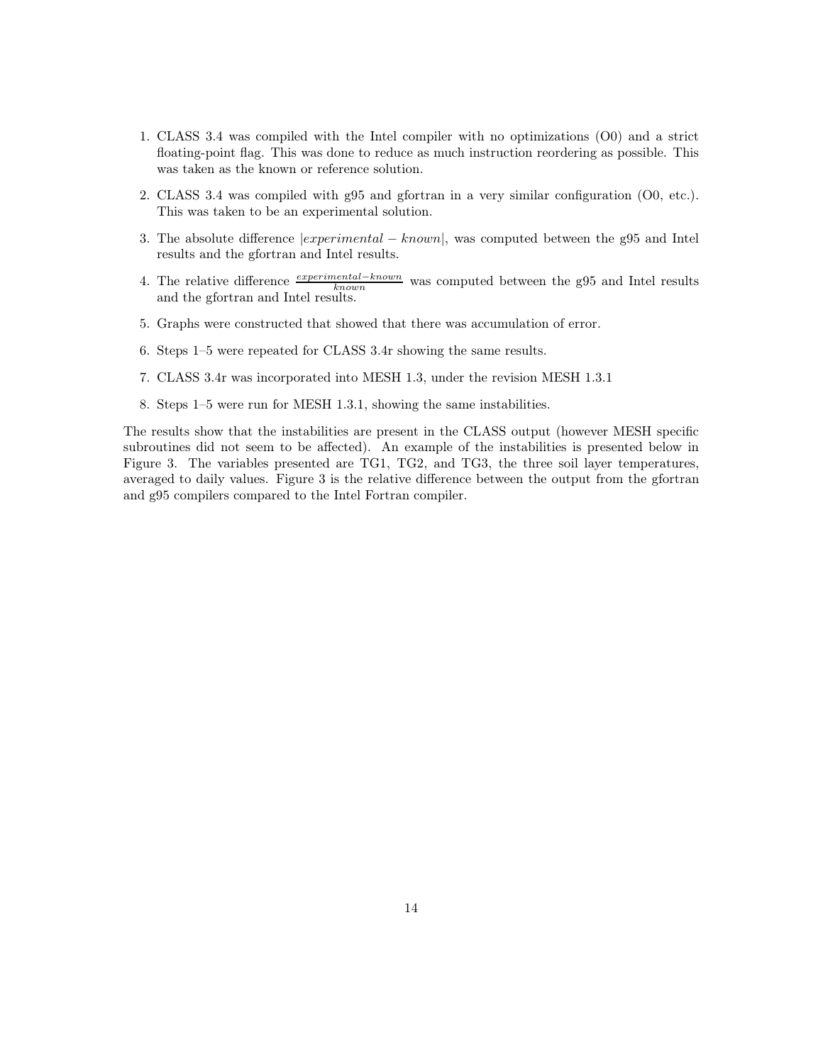1. CLASS 3.4 was compiled with the Intel compiler with no optimizations (O0) and a strict floating-point flag. This was done to reduce as much instruction reordering as possible. This was taken as the known or reference solution.

2. CLASS 3.4 was compiled with g95 and gfortran in a very similar configuration (O0, etc.). This was taken to be an experimental solution.

3. The absolute difference $|experimental - known|$, was computed between the g95 and Intel results and the gfortran and Intel results.

4. The relative difference $\frac{experimental-known}{known}$ was computed between the g95 and Intel results and the gfortran and Intel results.

5. Graphs were constructed that showed that there was accumulation of error.

6. Steps 1–5 were repeated for CLASS 3.4r showing the same results.

7. CLASS 3.4r was incorporated into MESH 1.3, under the revision MESH 1.3.1

8. Steps 1–5 were run for MESH 1.3.1, showing the same instabilities.

The results show that the instabilities are present in the CLASS output (however MESH specific subroutines did not seem to be affected). An example of the instabilities is presented below in Figure 3. The variables presented are TG1, TG2, and TG3, the three soil layer temperatures, averaged to daily values. Figure 3 is the relative difference between the output from the gfortran and g95 compilers compared to the Intel Fortran compiler.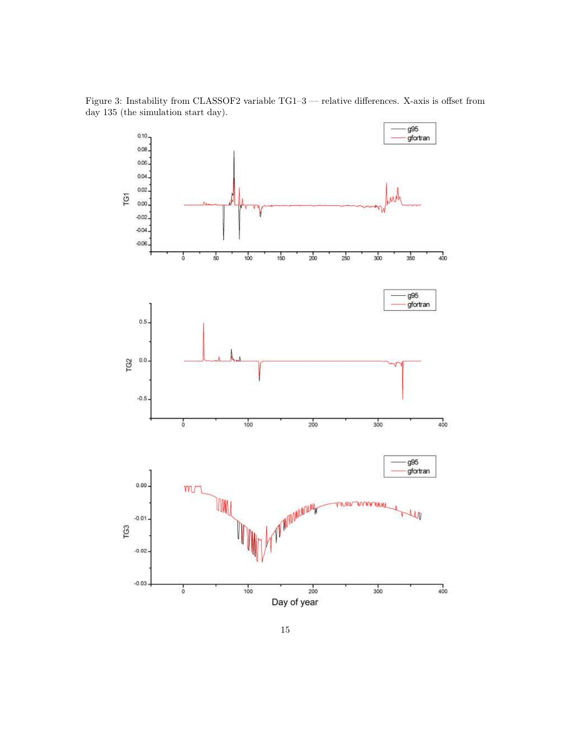Figure 3: Instability from CLASSOF2 variable TG1–3 — relative differences. X-axis is offset from day 135 (the simulation start day).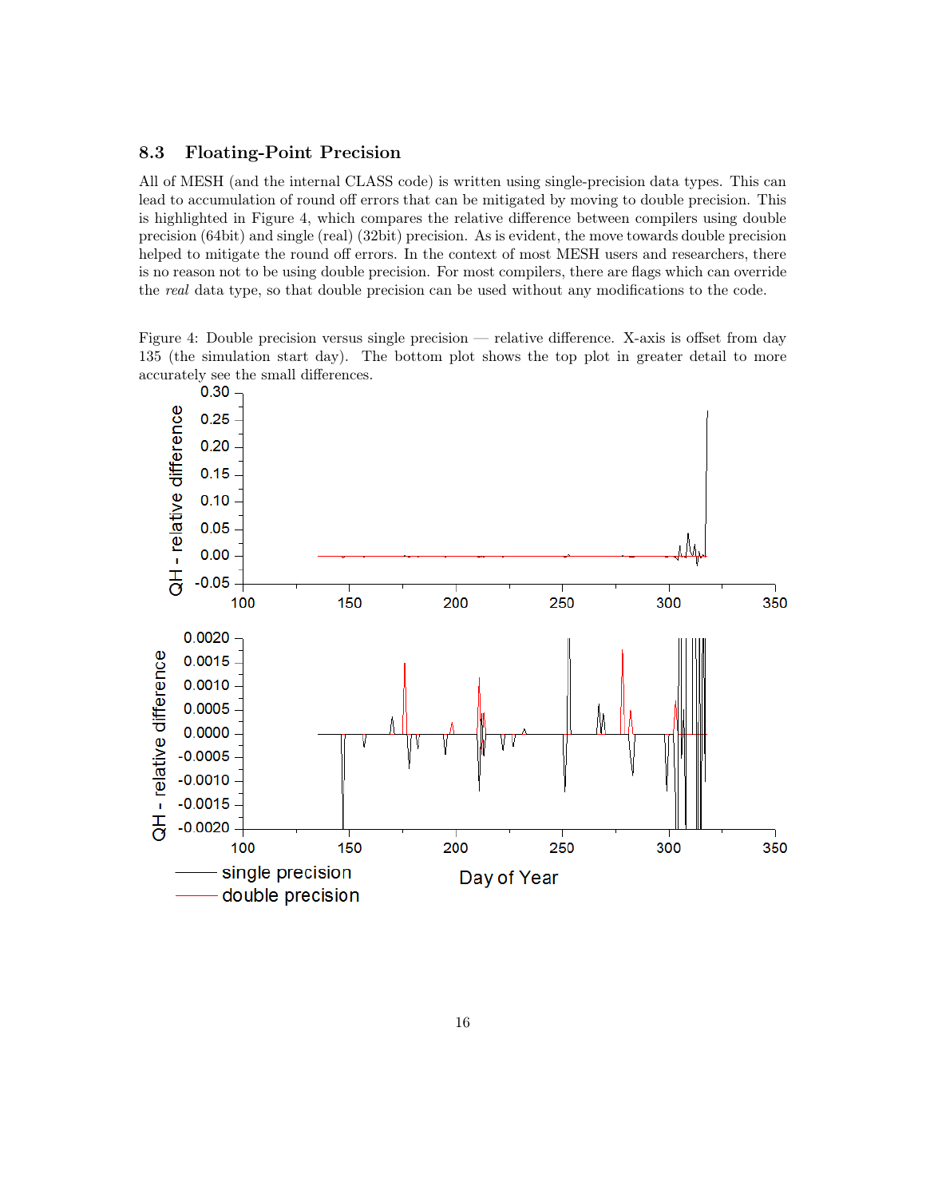### 8.3 Floating-Point Precision

All of MESH (and the internal CLASS code) is written using single-precision data types. This can lead to accumulation of round off errors that can be mitigated by moving to double precision. This is highlighted in Figure 4, which compares the relative difference between compilers using double precision (64bit) and single (real) (32bit) precision. As is evident, the move towards double precision helped to mitigate the round off errors. In the context of most MESH users and researchers, there is no reason not to be using double precision. For most compilers, there are flags which can override the *real* data type, so that double precision can be used without any modifications to the code.

Figure 4: Double precision versus single precision — relative difference. X-axis is offset from day 135 (the simulation start day). The bottom plot shows the top plot in greater detail to more accurately see the small differences.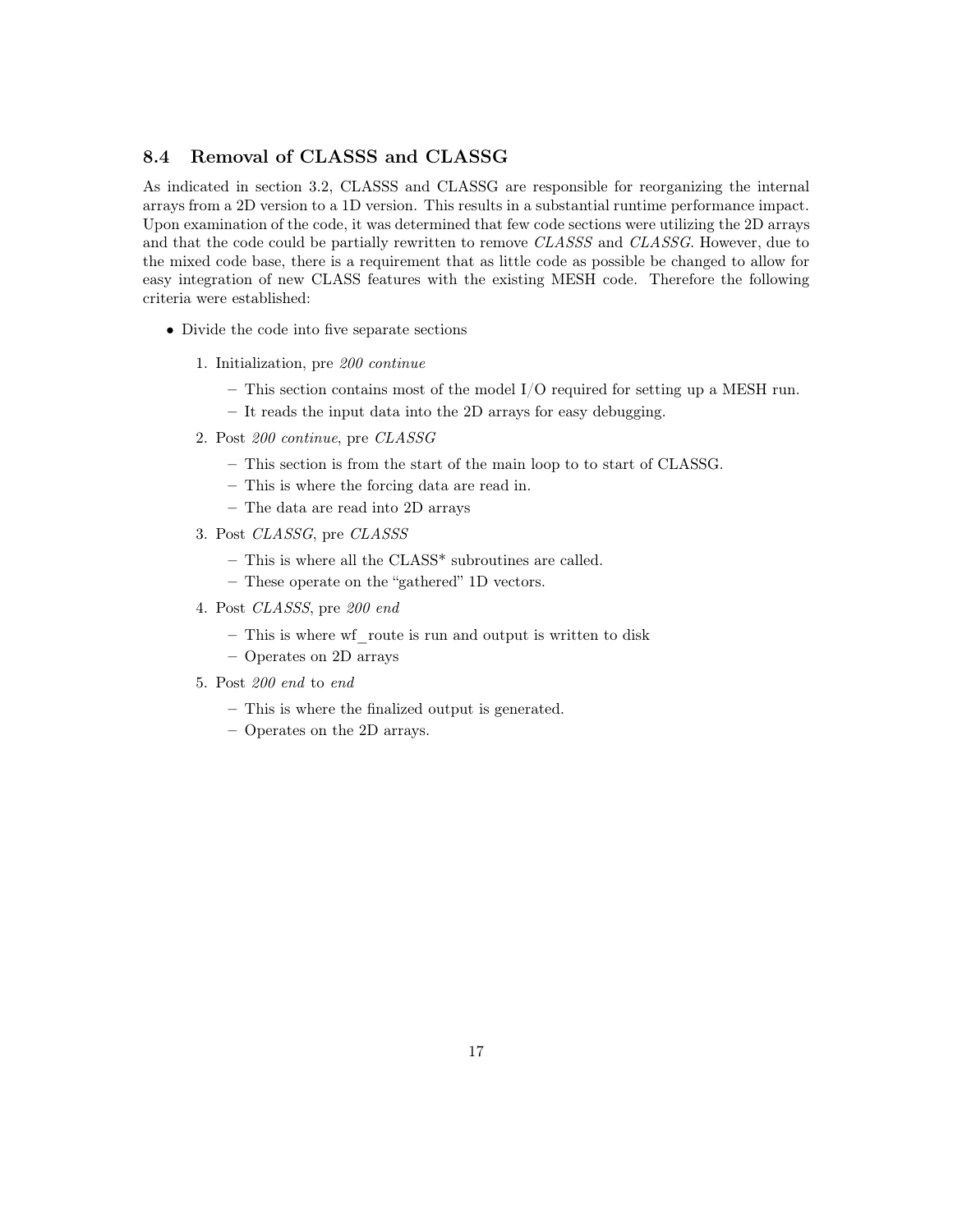### 8.4 Removal of CLASSS and CLASSG

As indicated in section 3.2, CLASSS and CLASSG are responsible for reorganizing the internal arrays from a 2D version to a 1D version. This results in a substantial runtime performance impact. Upon examination of the code, it was determined that few code sections were utilizing the 2D arrays and that the code could be partially rewritten to remove *CLASSS* and *CLASSG*. However, due to the mixed code base, there is a requirement that as little code as possible be changed to allow for easy integration of new CLASS features with the existing MESH code. Therefore the following criteria were established:

- Divide the code into five separate sections
  1. Initialization, pre *200 continue*
     - This section contains most of the model I/O required for setting up a MESH run.
     - It reads the input data into the 2D arrays for easy debugging.
  2. Post *200 continue*, pre *CLASSG*
     - This section is from the start of the main loop to to start of CLASSG.
     - This is where the forcing data are read in.
     - The data are read into 2D arrays
  3. Post *CLASSG*, pre *CLASSS*
     - This is where all the CLASS* subroutines are called.
     - These operate on the "gathered" 1D vectors.
  4. Post *CLASSS*, pre *200 end*
     - This is where wf_route is run and output is written to disk
     - Operates on 2D arrays
  5. Post *200 end* to *end*
     - This is where the finalized output is generated.
     - Operates on the 2D arrays.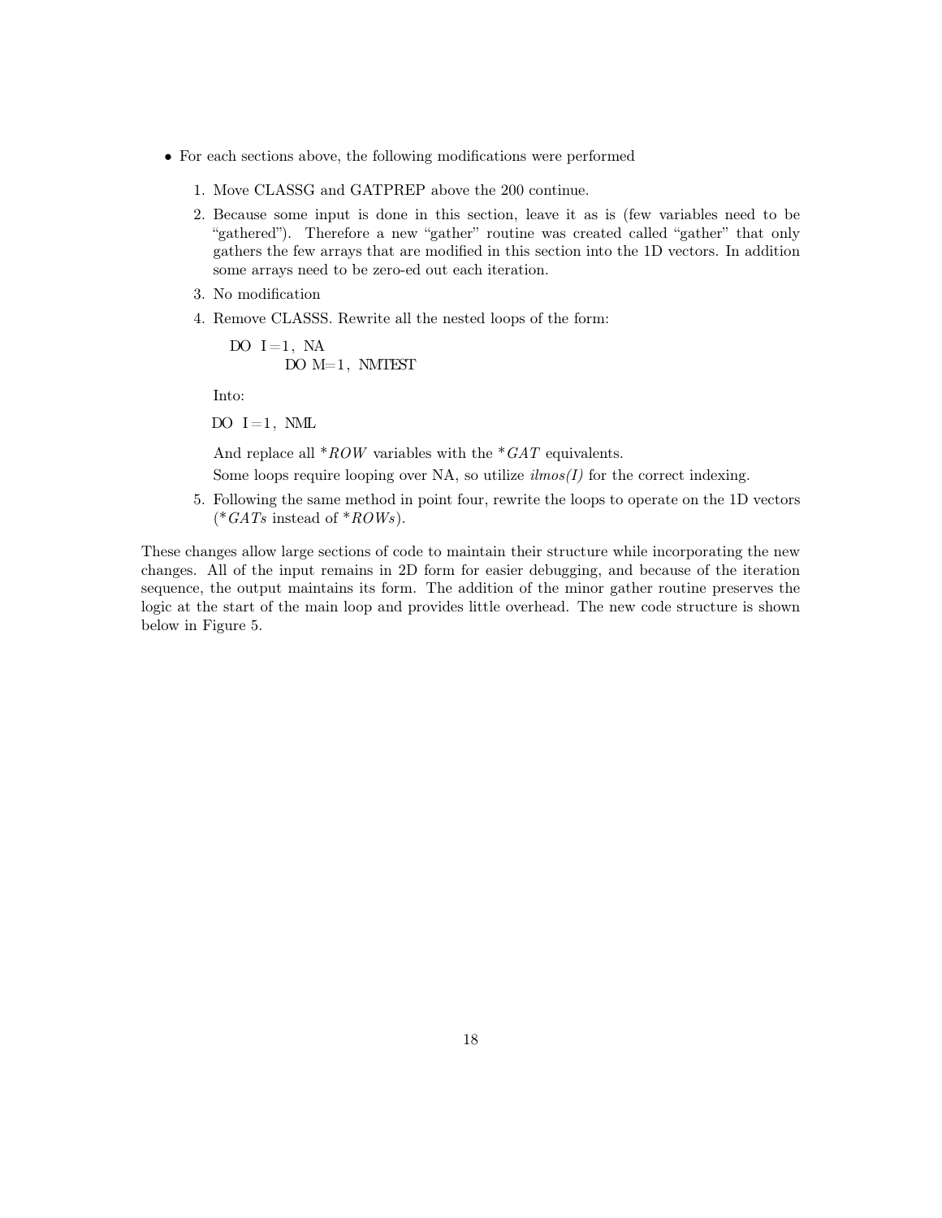- For each sections above, the following modifications were performed

  1. Move CLASSG and GATPREP above the 200 continue.
  2. Because some input is done in this section, leave it as is (few variables need to be "gathered"). Therefore a new "gather" routine was created called "gather" that only gathers the few arrays that are modified in this section into the 1D vectors. In addition some arrays need to be zero-ed out each iteration.
  3. No modification
  4. Remove CLASSS. Rewrite all the nested loops of the form:

     ```
     DO I=1, NA
             DO M=1, NMTEST
     ```

     Into:

     ```
     DO I=1, NML
     ```

     And replace all *$ROW$ variables with the *$GAT$ equivalents.

     Some loops require looping over NA, so utilize *ilmos(I)* for the correct indexing.
  5. Following the same method in point four, rewrite the loops to operate on the 1D vectors (*$GATs$ instead of *$ROWs$).

These changes allow large sections of code to maintain their structure while incorporating the new changes. All of the input remains in 2D form for easier debugging, and because of the iteration sequence, the output maintains its form. The addition of the minor gather routine preserves the logic at the start of the main loop and provides little overhead. The new code structure is shown below in Figure 5.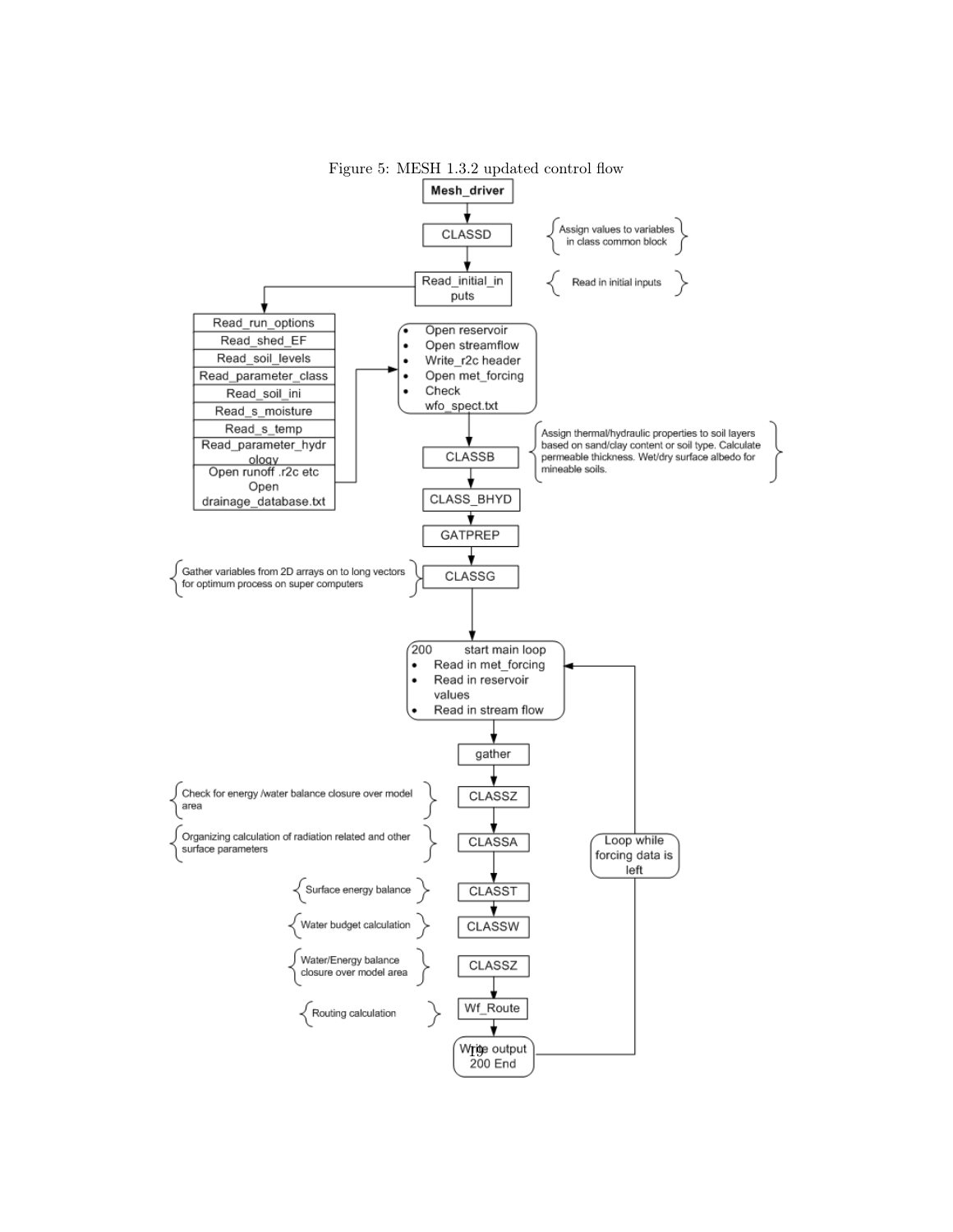Figure 5: MESH 1.3.2 updated control flow

Mesh_driver

CLASSD — Assign values to variables in class common block

Read_initial_inputs — Read in initial inputs

- Read_run_options
- Read_shed_EF
- Read_soil_levels
- Read_parameter_class
- Read_soil_ini
- Read_s_moisture
- Read_s_temp
- Read_parameter_hydrology
- Open runoff .r2c etc Open drainage_database.txt

- Open reservoir
- Open streamflow
- Write_r2c header
- Open met_forcing
- Check wfo_spect.txt

CLASSB — Assign thermal/hydraulic properties to soil layers based on sand/clay content or soil type. Calculate permeable thickness. Wet/dry surface albedo for mineable soils.

CLASS_BHYD

GATPREP

CLASSG — Gather variables from 2D arrays on to long vectors for optimum process on super computers

200 start main loop
- Read in met_forcing
- Read in reservoir values
- Read in stream flow

gather

CLASSZ — Check for energy /water balance closure over model area

CLASSA — Organizing calculation of radiation related and other surface parameters

CLASST — Surface energy balance

CLASSW — Water budget calculation

CLASSZ — Water/Energy balance closure over model area

Wf_Route — Routing calculation

Write output
200 End

Loop while forcing data is left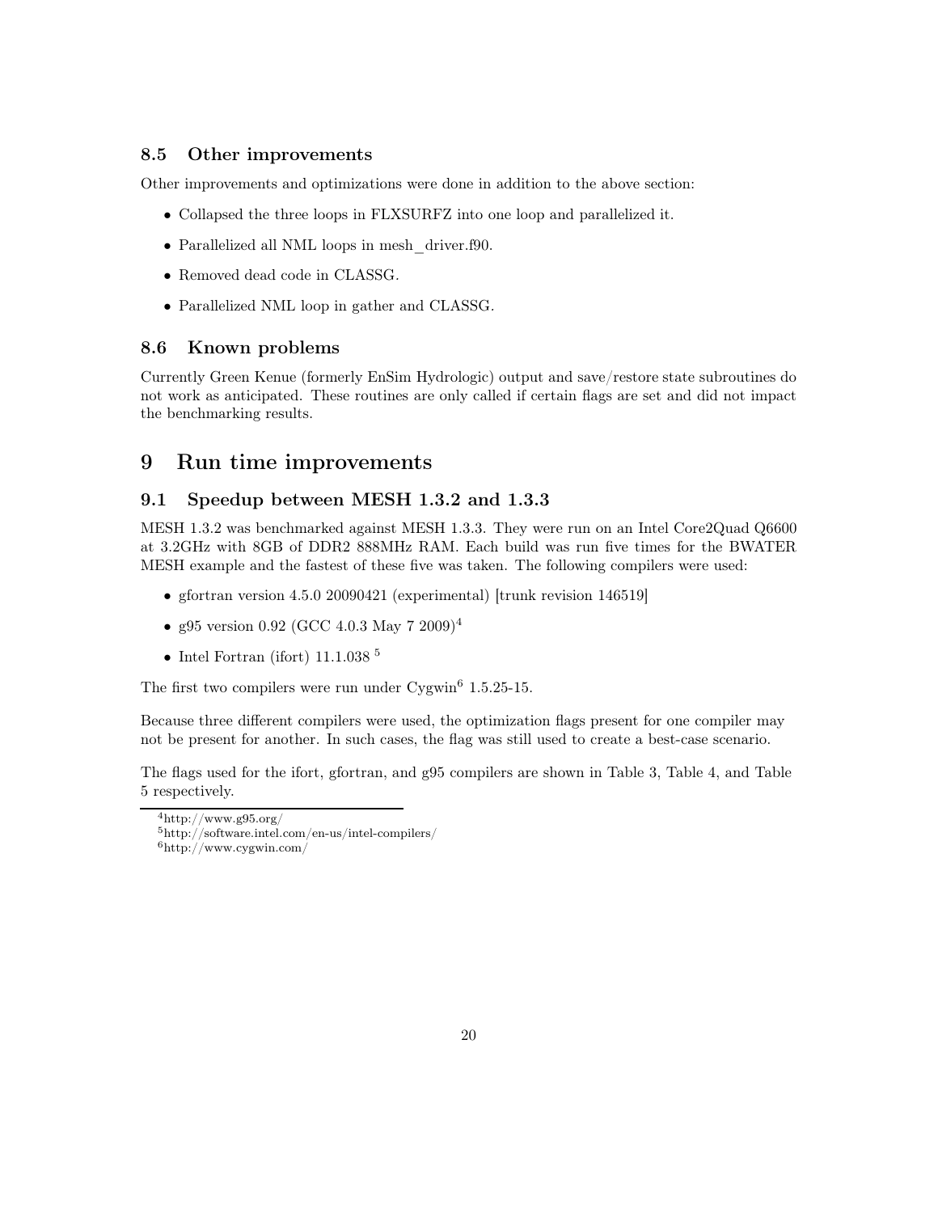### 8.5 Other improvements

Other improvements and optimizations were done in addition to the above section:

- Collapsed the three loops in FLXSURFZ into one loop and parallelized it.
- Parallelized all NML loops in mesh_driver.f90.
- Removed dead code in CLASSG.
- Parallelized NML loop in gather and CLASSG.

### 8.6 Known problems

Currently Green Kenue (formerly EnSim Hydrologic) output and save/restore state subroutines do not work as anticipated. These routines are only called if certain flags are set and did not impact the benchmarking results.

## 9 Run time improvements

### 9.1 Speedup between MESH 1.3.2 and 1.3.3

MESH 1.3.2 was benchmarked against MESH 1.3.3. They were run on an Intel Core2Quad Q6600 at 3.2GHz with 8GB of DDR2 888MHz RAM. Each build was run five times for the BWATER MESH example and the fastest of these five was taken. The following compilers were used:

- gfortran version 4.5.0 20090421 (experimental) [trunk revision 146519]
- g95 version 0.92 (GCC 4.0.3 May 7 2009)[4]
- Intel Fortran (ifort) 11.1.038 [5]

The first two compilers were run under Cygwin[6] 1.5.25-15.

Because three different compilers were used, the optimization flags present for one compiler may not be present for another. In such cases, the flag was still used to create a best-case scenario.

The flags used for the ifort, gfortran, and g95 compilers are shown in Table 3, Table 4, and Table 5 respectively.

[4]http://www.g95.org/

[5]http://software.intel.com/en-us/intel-compilers/

[6]http://www.cygwin.com/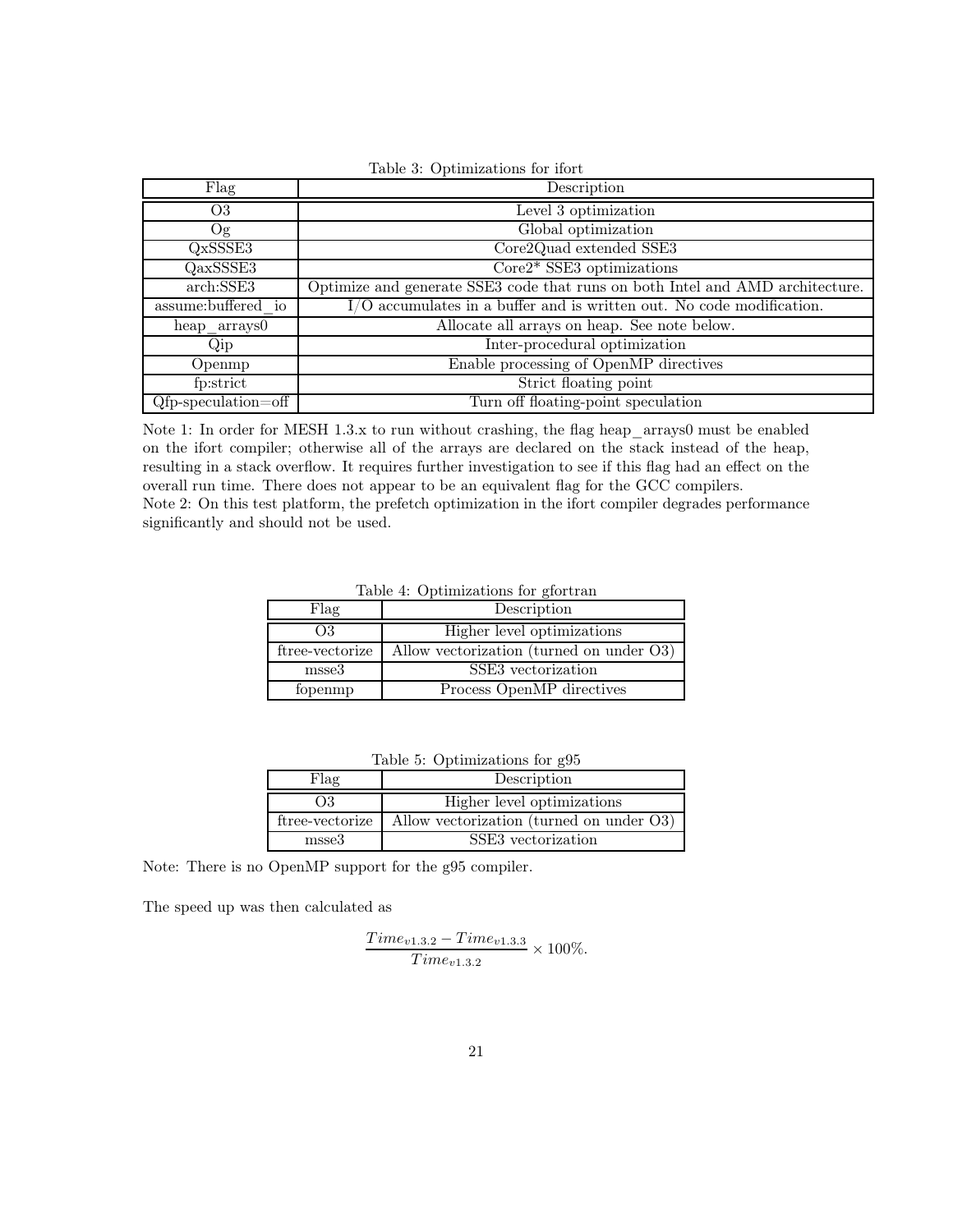Table 3: Optimizations for ifort

| Flag | Description |
|---|---|
| O3 | Level 3 optimization |
| Og | Global optimization |
| QxSSSE3 | Core2Quad extended SSE3 |
| QaxSSSE3 | Core2* SSE3 optimizations |
| arch:SSE3 | Optimize and generate SSE3 code that runs on both Intel and AMD architecture. |
| assume:buffered_io | I/O accumulates in a buffer and is written out. No code modification. |
| heap_arrays0 | Allocate all arrays on heap. See note below. |
| Qip | Inter-procedural optimization |
| Openmp | Enable processing of OpenMP directives |
| fp:strict | Strict floating point |
| Qfp-speculation=off | Turn off floating-point speculation |

Note 1: In order for MESH 1.3.x to run without crashing, the flag heap_arrays0 must be enabled on the ifort compiler; otherwise all of the arrays are declared on the stack instead of the heap, resulting in a stack overflow. It requires further investigation to see if this flag had an effect on the overall run time. There does not appear to be an equivalent flag for the GCC compilers.
Note 2: On this test platform, the prefetch optimization in the ifort compiler degrades performance significantly and should not be used.

Table 4: Optimizations for gfortran

| Flag | Description |
|---|---|
| O3 | Higher level optimizations |
| ftree-vectorize | Allow vectorization (turned on under O3) |
| msse3 | SSE3 vectorization |
| fopenmp | Process OpenMP directives |

Table 5: Optimizations for g95

| Flag | Description |
|---|---|
| O3 | Higher level optimizations |
| ftree-vectorize | Allow vectorization (turned on under O3) |
| msse3 | SSE3 vectorization |

Note: There is no OpenMP support for the g95 compiler.

The speed up was then calculated as

$$\frac{Time_{v1.3.2} - Time_{v1.3.3}}{Time_{v1.3.2}} \times 100\%.$$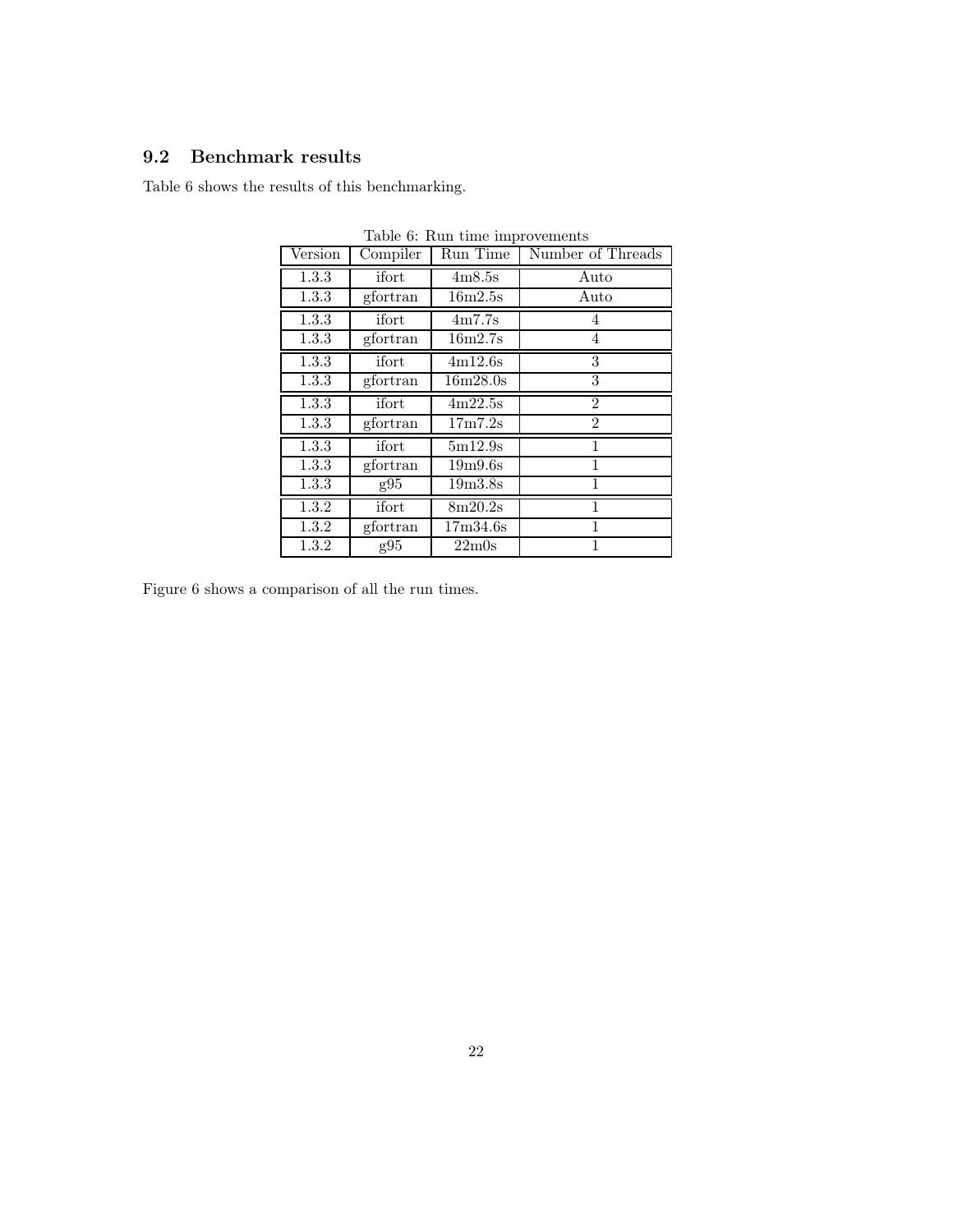## 9.2 Benchmark results

Table 6 shows the results of this benchmarking.

Table 6: Run time improvements

| Version | Compiler | Run Time | Number of Threads |
|---|---|---|---|
| 1.3.3 | ifort | 4m8.5s | Auto |
| 1.3.3 | gfortran | 16m2.5s | Auto |
| 1.3.3 | ifort | 4m7.7s | 4 |
| 1.3.3 | gfortran | 16m2.7s | 4 |
| 1.3.3 | ifort | 4m12.6s | 3 |
| 1.3.3 | gfortran | 16m28.0s | 3 |
| 1.3.3 | ifort | 4m22.5s | 2 |
| 1.3.3 | gfortran | 17m7.2s | 2 |
| 1.3.3 | ifort | 5m12.9s | 1 |
| 1.3.3 | gfortran | 19m9.6s | 1 |
| 1.3.3 | g95 | 19m3.8s | 1 |
| 1.3.2 | ifort | 8m20.2s | 1 |
| 1.3.2 | gfortran | 17m34.6s | 1 |
| 1.3.2 | g95 | 22m0s | 1 |

Figure 6 shows a comparison of all the run times.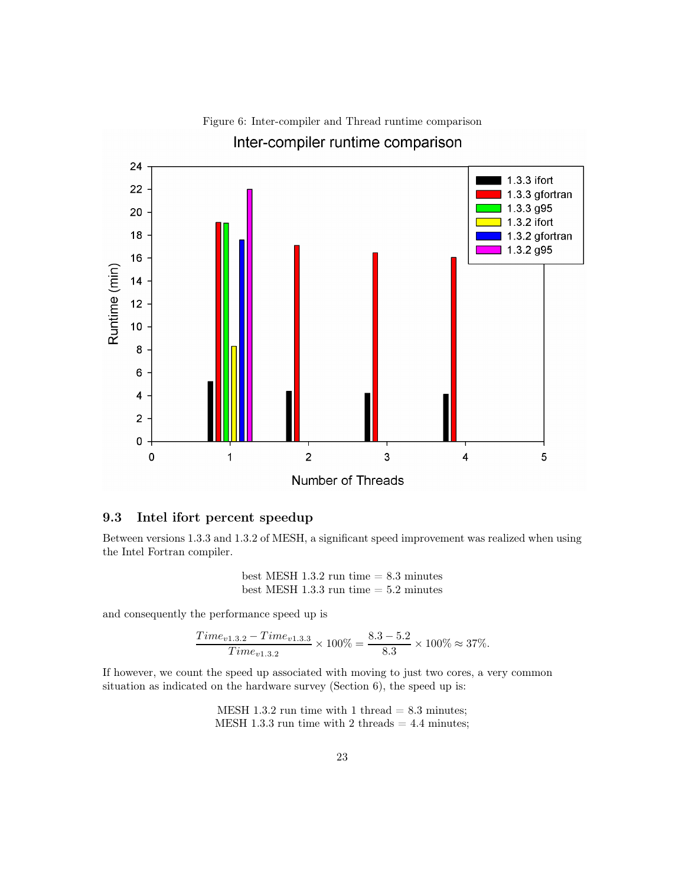Figure 6: Inter-compiler and Thread runtime comparison

### 9.3 Intel ifort percent speedup

Between versions 1.3.3 and 1.3.2 of MESH, a significant speed improvement was realized when using the Intel Fortran compiler.

best MESH 1.3.2 run time = 8.3 minutes
best MESH 1.3.3 run time = 5.2 minutes

and consequently the performance speed up is

$$\frac{Time_{v1.3.2} - Time_{v1.3.3}}{Time_{v1.3.2}} \times 100\% = \frac{8.3 - 5.2}{8.3} \times 100\% \approx 37\%.$$

If however, we count the speed up associated with moving to just two cores, a very common situation as indicated on the hardware survey (Section 6), the speed up is:

MESH 1.3.2 run time with 1 thread = 8.3 minutes;
MESH 1.3.3 run time with 2 threads = 4.4 minutes;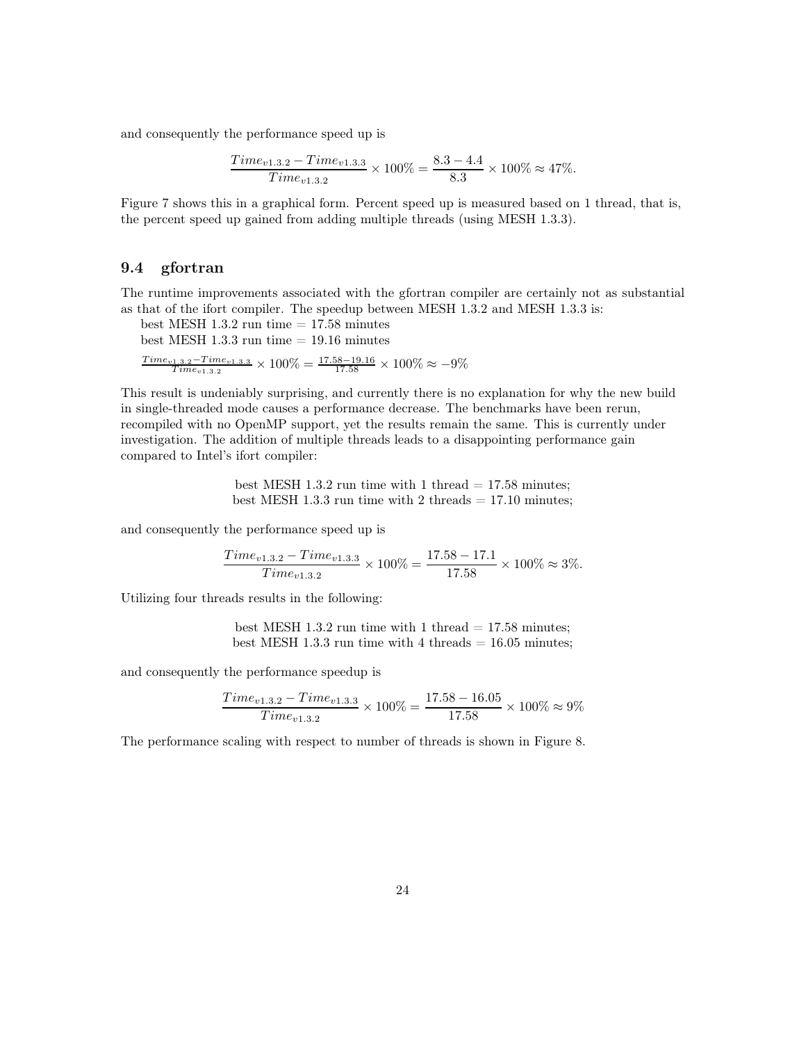and consequently the performance speed up is

$$\frac{Time_{v1.3.2} - Time_{v1.3.3}}{Time_{v1.3.2}} \times 100\% = \frac{8.3 - 4.4}{8.3} \times 100\% \approx 47\%.$$

Figure 7 shows this in a graphical form. Percent speed up is measured based on 1 thread, that is, the percent speed up gained from adding multiple threads (using MESH 1.3.3).

## 9.4 gfortran

The runtime improvements associated with the gfortran compiler are certainly not as substantial as that of the ifort compiler. The speedup between MESH 1.3.2 and MESH 1.3.3 is:

best MESH 1.3.2 run time = 17.58 minutes

best MESH 1.3.3 run time = 19.16 minutes

$\frac{Time_{v1.3.2} - Time_{v1.3.3}}{Time_{v1.3.2}} \times 100\% = \frac{17.58 - 19.16}{17.58} \times 100\% \approx -9\%$

This result is undeniably surprising, and currently there is no explanation for why the new build in single-threaded mode causes a performance decrease. The benchmarks have been rerun, recompiled with no OpenMP support, yet the results remain the same. This is currently under investigation. The addition of multiple threads leads to a disappointing performance gain compared to Intel's ifort compiler:

best MESH 1.3.2 run time with 1 thread = 17.58 minutes;
best MESH 1.3.3 run time with 2 threads = 17.10 minutes;

and consequently the performance speed up is

$$\frac{Time_{v1.3.2} - Time_{v1.3.3}}{Time_{v1.3.2}} \times 100\% = \frac{17.58 - 17.1}{17.58} \times 100\% \approx 3\%.$$

Utilizing four threads results in the following:

best MESH 1.3.2 run time with 1 thread = 17.58 minutes;
best MESH 1.3.3 run time with 4 threads = 16.05 minutes;

and consequently the performance speedup is

$$\frac{Time_{v1.3.2} - Time_{v1.3.3}}{Time_{v1.3.2}} \times 100\% = \frac{17.58 - 16.05}{17.58} \times 100\% \approx 9\%$$

The performance scaling with respect to number of threads is shown in Figure 8.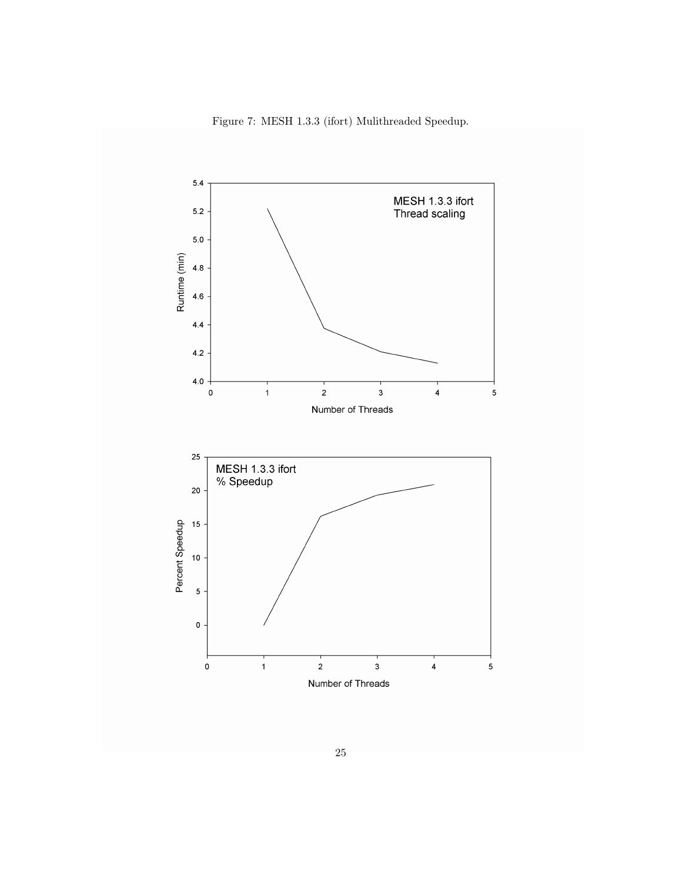Figure 7: MESH 1.3.3 (ifort) Mulithreaded Speedup.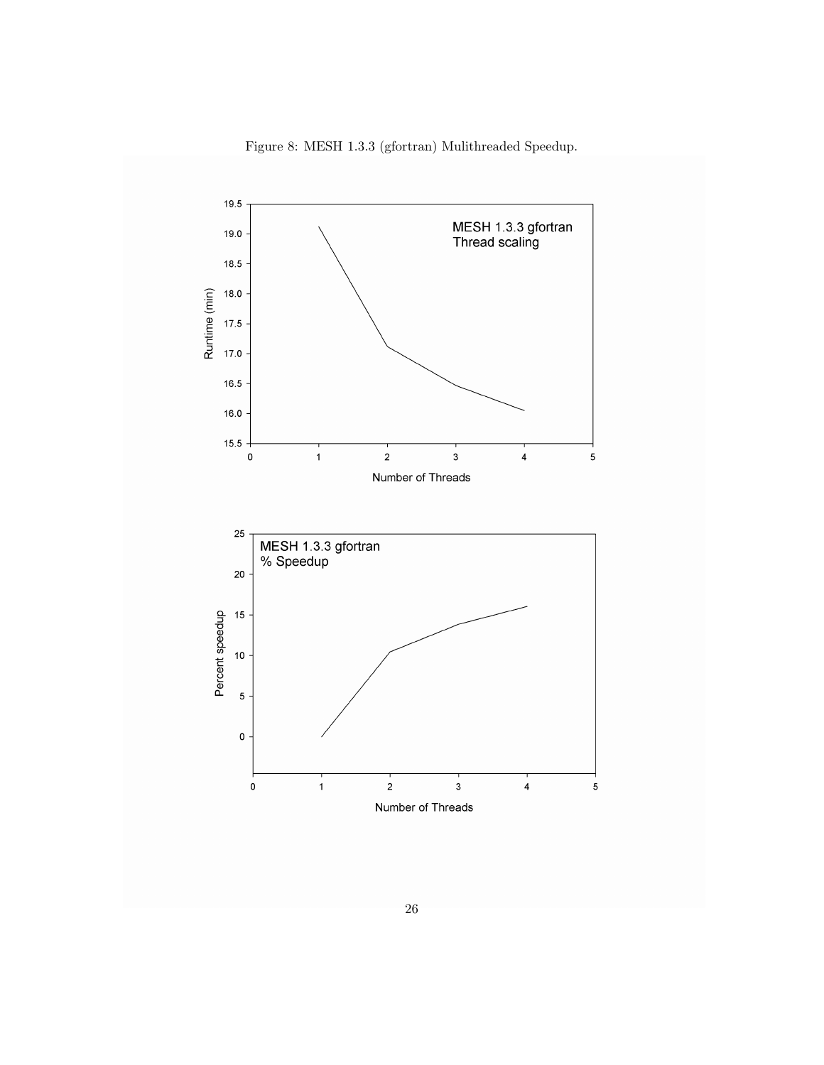Figure 8: MESH 1.3.3 (gfortran) Mulithreaded Speedup.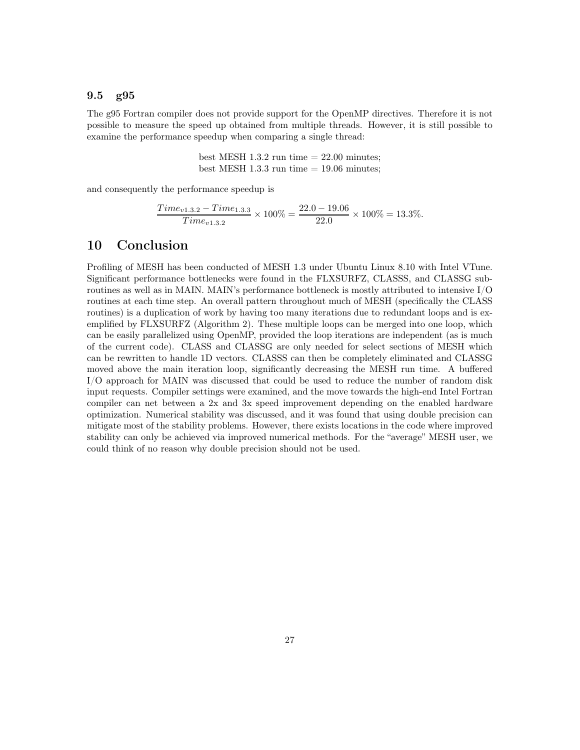### 9.5 g95

The g95 Fortran compiler does not provide support for the OpenMP directives. Therefore it is not possible to measure the speed up obtained from multiple threads. However, it is still possible to examine the performance speedup when comparing a single thread:

best MESH 1.3.2 run time = 22.00 minutes;
best MESH 1.3.3 run time = 19.06 minutes;

and consequently the performance speedup is

$$\frac{Time_{v1.3.2} - Time_{1.3.3}}{Time_{v1.3.2}} \times 100\% = \frac{22.0 - 19.06}{22.0} \times 100\% = 13.3\%.$$

## 10 Conclusion

Profiling of MESH has been conducted of MESH 1.3 under Ubuntu Linux 8.10 with Intel VTune. Significant performance bottlenecks were found in the FLXSURFZ, CLASSS, and CLASSG subroutines as well as in MAIN. MAIN's performance bottleneck is mostly attributed to intensive I/O routines at each time step. An overall pattern throughout much of MESH (specifically the CLASS routines) is a duplication of work by having too many iterations due to redundant loops and is exemplified by FLXSURFZ (Algorithm 2). These multiple loops can be merged into one loop, which can be easily parallelized using OpenMP, provided the loop iterations are independent (as is much of the current code). CLASS and CLASSG are only needed for select sections of MESH which can be rewritten to handle 1D vectors. CLASSS can then be completely eliminated and CLASSG moved above the main iteration loop, significantly decreasing the MESH run time. A buffered I/O approach for MAIN was discussed that could be used to reduce the number of random disk input requests. Compiler settings were examined, and the move towards the high-end Intel Fortran compiler can net between a 2x and 3x speed improvement depending on the enabled hardware optimization. Numerical stability was discussed, and it was found that using double precision can mitigate most of the stability problems. However, there exists locations in the code where improved stability can only be achieved via improved numerical methods. For the "average" MESH user, we could think of no reason why double precision should not be used.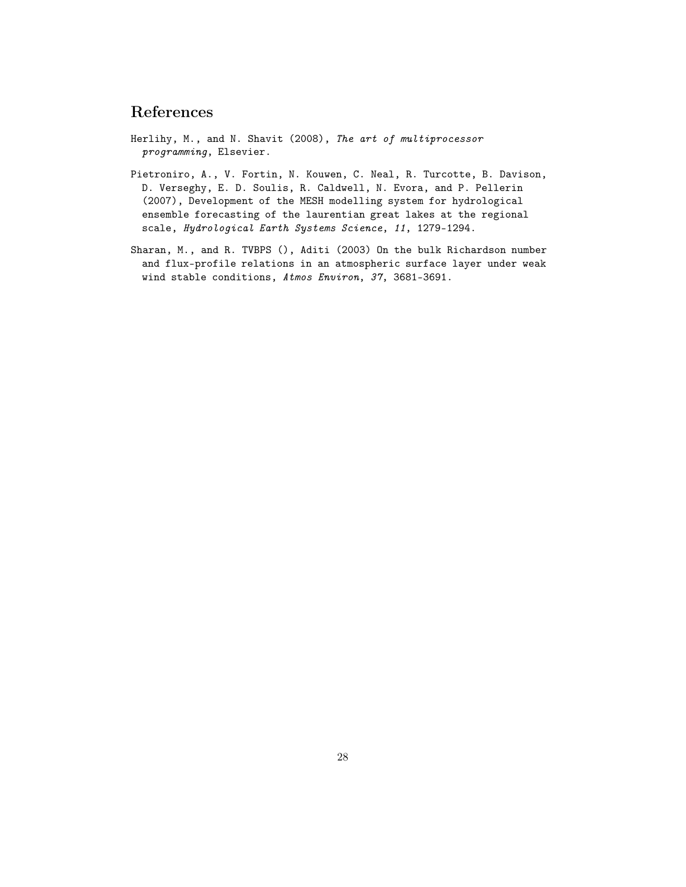## References

Herlihy, M., and N. Shavit (2008), *The art of multiprocessor programming*, Elsevier.

Pietroniro, A., V. Fortin, N. Kouwen, C. Neal, R. Turcotte, B. Davison, D. Verseghy, E. D. Soulis, R. Caldwell, N. Evora, and P. Pellerin (2007), Development of the MESH modelling system for hydrological ensemble forecasting of the laurentian great lakes at the regional scale, *Hydrological Earth Systems Science*, *11*, 1279-1294.

Sharan, M., and R. TVBPS (), Aditi (2003) On the bulk Richardson number and flux-profile relations in an atmospheric surface layer under weak wind stable conditions, *Atmos Environ*, *37*, 3681-3691.